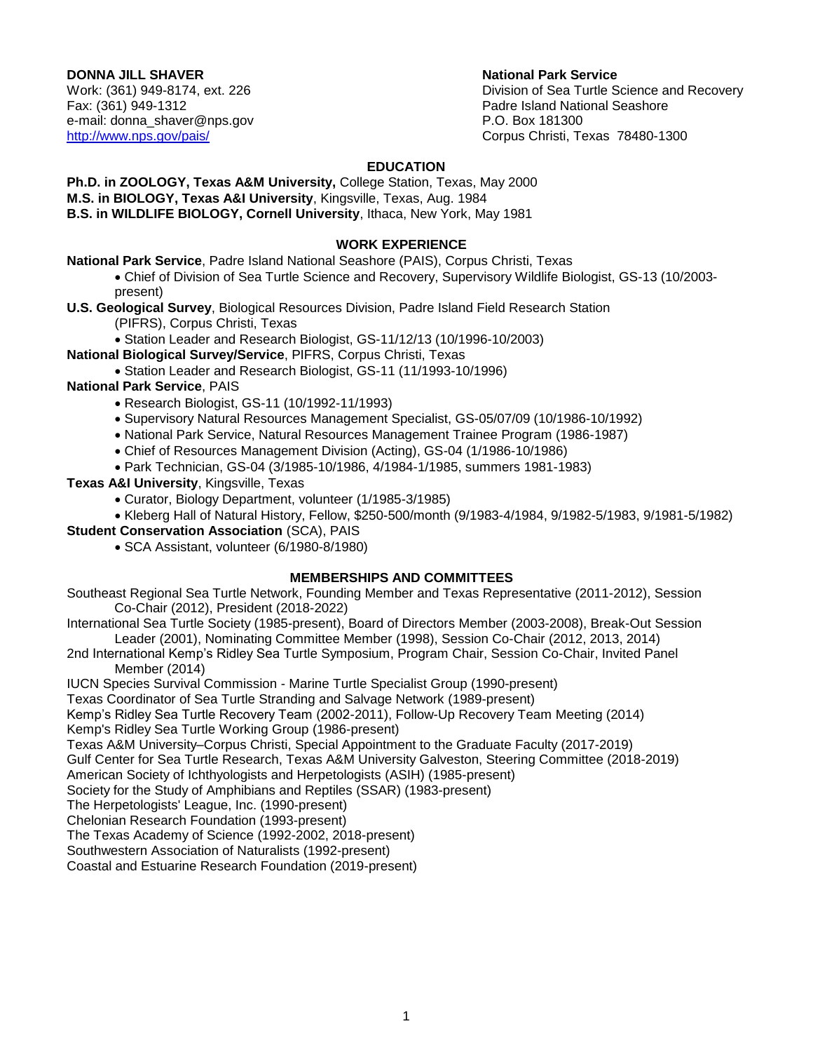**DONNA JILL SHAVER**
Work: (361) 949-8174, ext. 226
Fax: (361) 949-1312
e-mail: donna_shaver@nps.gov
http://www.nps.gov/pais/

**National Park Service**
Division of Sea Turtle Science and Recovery
Padre Island National Seashore
P.O. Box 181300
Corpus Christi, Texas 78480-1300

## EDUCATION

**Ph.D. in ZOOLOGY, Texas A&M University,** College Station, Texas, May 2000
**M.S. in BIOLOGY, Texas A&I University**, Kingsville, Texas, Aug. 1984
**B.S. in WILDLIFE BIOLOGY, Cornell University**, Ithaca, New York, May 1981

## WORK EXPERIENCE

**National Park Service**, Padre Island National Seashore (PAIS), Corpus Christi, Texas
- Chief of Division of Sea Turtle Science and Recovery, Supervisory Wildlife Biologist, GS-13 (10/2003-present)

**U.S. Geological Survey**, Biological Resources Division, Padre Island Field Research Station (PIFRS), Corpus Christi, Texas
- Station Leader and Research Biologist, GS-11/12/13 (10/1996-10/2003)

**National Biological Survey/Service**, PIFRS, Corpus Christi, Texas
- Station Leader and Research Biologist, GS-11 (11/1993-10/1996)

**National Park Service**, PAIS
- Research Biologist, GS-11 (10/1992-11/1993)
- Supervisory Natural Resources Management Specialist, GS-05/07/09 (10/1986-10/1992)
- National Park Service, Natural Resources Management Trainee Program (1986-1987)
- Chief of Resources Management Division (Acting), GS-04 (1/1986-10/1986)
- Park Technician, GS-04 (3/1985-10/1986, 4/1984-1/1985, summers 1981-1983)

**Texas A&I University**, Kingsville, Texas
- Curator, Biology Department, volunteer (1/1985-3/1985)
- Kleberg Hall of Natural History, Fellow, $250-500/month (9/1983-4/1984, 9/1982-5/1983, 9/1981-5/1982)

**Student Conservation Association** (SCA), PAIS
- SCA Assistant, volunteer (6/1980-8/1980)

## MEMBERSHIPS AND COMMITTEES

Southeast Regional Sea Turtle Network, Founding Member and Texas Representative (2011-2012), Session Co-Chair (2012), President (2018-2022)
International Sea Turtle Society (1985-present), Board of Directors Member (2003-2008), Break-Out Session Leader (2001), Nominating Committee Member (1998), Session Co-Chair (2012, 2013, 2014)
2nd International Kemp's Ridley Sea Turtle Symposium, Program Chair, Session Co-Chair, Invited Panel Member (2014)
IUCN Species Survival Commission - Marine Turtle Specialist Group (1990-present)
Texas Coordinator of Sea Turtle Stranding and Salvage Network (1989-present)
Kemp's Ridley Sea Turtle Recovery Team (2002-2011), Follow-Up Recovery Team Meeting (2014)
Kemp's Ridley Sea Turtle Working Group (1986-present)
Texas A&M University–Corpus Christi, Special Appointment to the Graduate Faculty (2017-2019)
Gulf Center for Sea Turtle Research, Texas A&M University Galveston, Steering Committee (2018-2019)
American Society of Ichthyologists and Herpetologists (ASIH) (1985-present)
Society for the Study of Amphibians and Reptiles (SSAR) (1983-present)
The Herpetologists' League, Inc. (1990-present)
Chelonian Research Foundation (1993-present)
The Texas Academy of Science (1992-2002, 2018-present)
Southwestern Association of Naturalists (1992-present)
Coastal and Estuarine Research Foundation (2019-present)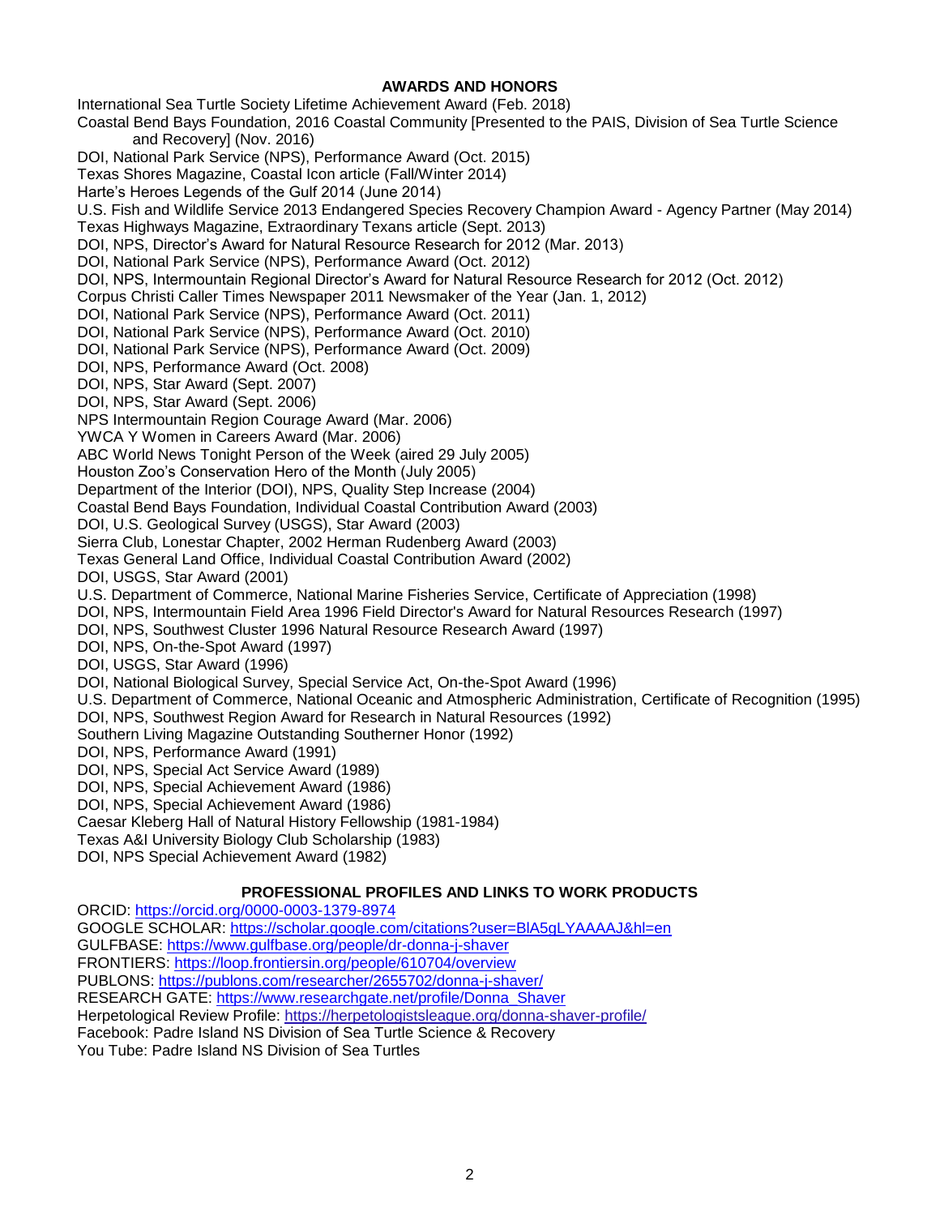## AWARDS AND HONORS

International Sea Turtle Society Lifetime Achievement Award (Feb. 2018)
Coastal Bend Bays Foundation, 2016 Coastal Community [Presented to the PAIS, Division of Sea Turtle Science and Recovery] (Nov. 2016)
DOI, National Park Service (NPS), Performance Award (Oct. 2015)
Texas Shores Magazine, Coastal Icon article (Fall/Winter 2014)
Harte's Heroes Legends of the Gulf 2014 (June 2014)
U.S. Fish and Wildlife Service 2013 Endangered Species Recovery Champion Award - Agency Partner (May 2014)
Texas Highways Magazine, Extraordinary Texans article (Sept. 2013)
DOI, NPS, Director's Award for Natural Resource Research for 2012 (Mar. 2013)
DOI, National Park Service (NPS), Performance Award (Oct. 2012)
DOI, NPS, Intermountain Regional Director's Award for Natural Resource Research for 2012 (Oct. 2012)
Corpus Christi Caller Times Newspaper 2011 Newsmaker of the Year (Jan. 1, 2012)
DOI, National Park Service (NPS), Performance Award (Oct. 2011)
DOI, National Park Service (NPS), Performance Award (Oct. 2010)
DOI, National Park Service (NPS), Performance Award (Oct. 2009)
DOI, NPS, Performance Award (Oct. 2008)
DOI, NPS, Star Award (Sept. 2007)
DOI, NPS, Star Award (Sept. 2006)
NPS Intermountain Region Courage Award (Mar. 2006)
YWCA Y Women in Careers Award (Mar. 2006)
ABC World News Tonight Person of the Week (aired 29 July 2005)
Houston Zoo's Conservation Hero of the Month (July 2005)
Department of the Interior (DOI), NPS, Quality Step Increase (2004)
Coastal Bend Bays Foundation, Individual Coastal Contribution Award (2003)
DOI, U.S. Geological Survey (USGS), Star Award (2003)
Sierra Club, Lonestar Chapter, 2002 Herman Rudenberg Award (2003)
Texas General Land Office, Individual Coastal Contribution Award (2002)
DOI, USGS, Star Award (2001)
U.S. Department of Commerce, National Marine Fisheries Service, Certificate of Appreciation (1998)
DOI, NPS, Intermountain Field Area 1996 Field Director's Award for Natural Resources Research (1997)
DOI, NPS, Southwest Cluster 1996 Natural Resource Research Award (1997)
DOI, NPS, On-the-Spot Award (1997)
DOI, USGS, Star Award (1996)
DOI, National Biological Survey, Special Service Act, On-the-Spot Award (1996)
U.S. Department of Commerce, National Oceanic and Atmospheric Administration, Certificate of Recognition (1995)
DOI, NPS, Southwest Region Award for Research in Natural Resources (1992)
Southern Living Magazine Outstanding Southerner Honor (1992)
DOI, NPS, Performance Award (1991)
DOI, NPS, Special Act Service Award (1989)
DOI, NPS, Special Achievement Award (1986)
DOI, NPS, Special Achievement Award (1986)
Caesar Kleberg Hall of Natural History Fellowship (1981-1984)
Texas A&I University Biology Club Scholarship (1983)
DOI, NPS Special Achievement Award (1982)

## PROFESSIONAL PROFILES AND LINKS TO WORK PRODUCTS

ORCID: https://orcid.org/0000-0003-1379-8974
GOOGLE SCHOLAR: https://scholar.google.com/citations?user=BlA5gLYAAAAJ&hl=en
GULFBASE: https://www.gulfbase.org/people/dr-donna-j-shaver
FRONTIERS: https://loop.frontiersin.org/people/610704/overview
PUBLONS: https://publons.com/researcher/2655702/donna-j-shaver/
RESEARCH GATE: https://www.researchgate.net/profile/Donna_Shaver
Herpetological Review Profile: https://herpetologistsleague.org/donna-shaver-profile/
Facebook: Padre Island NS Division of Sea Turtle Science & Recovery
You Tube: Padre Island NS Division of Sea Turtles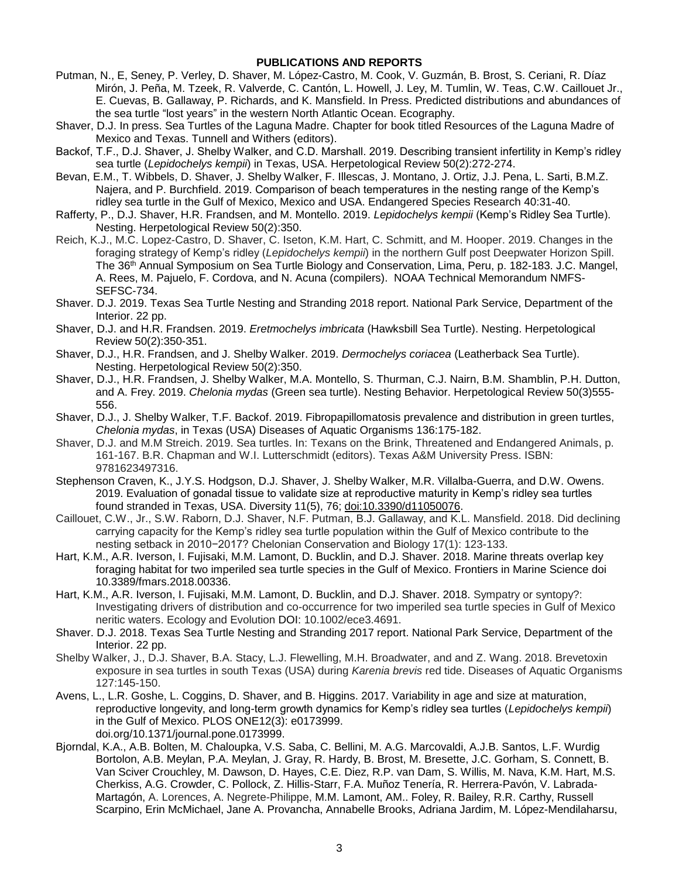**PUBLICATIONS AND REPORTS**

Putman, N., E, Seney, P. Verley, D. Shaver, M. López-Castro, M. Cook, V. Guzmán, B. Brost, S. Ceriani, R. Díaz Mirón, J. Peña, M. Tzeek, R. Valverde, C. Cantón, L. Howell, J. Ley, M. Tumlin, W. Teas, C.W. Caillouet Jr., E. Cuevas, B. Gallaway, P. Richards, and K. Mansfield. In Press. Predicted distributions and abundances of the sea turtle "lost years" in the western North Atlantic Ocean. Ecography.

Shaver, D.J. In press. Sea Turtles of the Laguna Madre. Chapter for book titled Resources of the Laguna Madre of Mexico and Texas. Tunnell and Withers (editors).

Backof, T.F., D.J. Shaver, J. Shelby Walker, and C.D. Marshall. 2019. Describing transient infertility in Kemp's ridley sea turtle (*Lepidochelys kempii*) in Texas, USA. Herpetological Review 50(2):272-274.

Bevan, E.M., T. Wibbels, D. Shaver, J. Shelby Walker, F. Illescas, J. Montano, J. Ortiz, J.J. Pena, L. Sarti, B.M.Z. Najera, and P. Burchfield. 2019. Comparison of beach temperatures in the nesting range of the Kemp's ridley sea turtle in the Gulf of Mexico, Mexico and USA. Endangered Species Research 40:31-40.

Rafferty, P., D.J. Shaver, H.R. Frandsen, and M. Montello. 2019. *Lepidochelys kempii* (Kemp's Ridley Sea Turtle). Nesting. Herpetological Review 50(2):350.

Reich, K.J., M.C. Lopez-Castro, D. Shaver, C. Iseton, K.M. Hart, C. Schmitt, and M. Hooper. 2019. Changes in the foraging strategy of Kemp's ridley (*Lepidochelys kempii*) in the northern Gulf post Deepwater Horizon Spill. The 36th Annual Symposium on Sea Turtle Biology and Conservation, Lima, Peru, p. 182-183. J.C. Mangel, A. Rees, M. Pajuelo, F. Cordova, and N. Acuna (compilers). NOAA Technical Memorandum NMFS-SEFSC-734.

Shaver. D.J. 2019. Texas Sea Turtle Nesting and Stranding 2018 report. National Park Service, Department of the Interior. 22 pp.

Shaver, D.J. and H.R. Frandsen. 2019. *Eretmochelys imbricata* (Hawksbill Sea Turtle). Nesting. Herpetological Review 50(2):350-351.

Shaver, D.J., H.R. Frandsen, and J. Shelby Walker. 2019. *Dermochelys coriacea* (Leatherback Sea Turtle). Nesting. Herpetological Review 50(2):350.

Shaver, D.J., H.R. Frandsen, J. Shelby Walker, M.A. Montello, S. Thurman, C.J. Nairn, B.M. Shamblin, P.H. Dutton, and A. Frey. 2019. *Chelonia mydas* (Green sea turtle). Nesting Behavior. Herpetological Review 50(3)555-556.

Shaver, D.J., J. Shelby Walker, T.F. Backof. 2019. Fibropapillomatosis prevalence and distribution in green turtles, *Chelonia mydas*, in Texas (USA) Diseases of Aquatic Organisms 136:175-182.

Shaver, D.J. and M.M Streich. 2019. Sea turtles. In: Texans on the Brink, Threatened and Endangered Animals, p. 161-167. B.R. Chapman and W.I. Lutterschmidt (editors). Texas A&M University Press. ISBN: 9781623497316.

Stephenson Craven, K., J.Y.S. Hodgson, D.J. Shaver, J. Shelby Walker, M.R. Villalba-Guerra, and D.W. Owens. 2019. Evaluation of gonadal tissue to validate size at reproductive maturity in Kemp's ridley sea turtles found stranded in Texas, USA. Diversity 11(5), 76; doi:10.3390/d11050076.

Caillouet, C.W., Jr., S.W. Raborn, D.J. Shaver, N.F. Putman, B.J. Gallaway, and K.L. Mansfield. 2018. Did declining carrying capacity for the Kemp's ridley sea turtle population within the Gulf of Mexico contribute to the nesting setback in 2010−2017? Chelonian Conservation and Biology 17(1): 123-133.

Hart, K.M., A.R. Iverson, I. Fujisaki, M.M. Lamont, D. Bucklin, and D.J. Shaver. 2018. Marine threats overlap key foraging habitat for two imperiled sea turtle species in the Gulf of Mexico. Frontiers in Marine Science doi 10.3389/fmars.2018.00336.

Hart, K.M., A.R. Iverson, I. Fujisaki, M.M. Lamont, D. Bucklin, and D.J. Shaver. 2018. Sympatry or syntopy?: Investigating drivers of distribution and co-occurrence for two imperiled sea turtle species in Gulf of Mexico neritic waters. Ecology and Evolution DOI: 10.1002/ece3.4691.

Shaver. D.J. 2018. Texas Sea Turtle Nesting and Stranding 2017 report. National Park Service, Department of the Interior. 22 pp.

Shelby Walker, J., D.J. Shaver, B.A. Stacy, L.J. Flewelling, M.H. Broadwater, and and Z. Wang. 2018. Brevetoxin exposure in sea turtles in south Texas (USA) during *Karenia brevis* red tide. Diseases of Aquatic Organisms 127:145-150.

Avens, L., L.R. Goshe, L. Coggins, D. Shaver, and B. Higgins. 2017. Variability in age and size at maturation, reproductive longevity, and long-term growth dynamics for Kemp's ridley sea turtles (*Lepidochelys kempii*) in the Gulf of Mexico. PLOS ONE12(3): e0173999. doi.org/10.1371/journal.pone.0173999.

Bjorndal, K.A., A.B. Bolten, M. Chaloupka, V.S. Saba, C. Bellini, M. A.G. Marcovaldi, A.J.B. Santos, L.F. Wurdig Bortolon, A.B. Meylan, P.A. Meylan, J. Gray, R. Hardy, B. Brost, M. Bresette, J.C. Gorham, S. Connett, B. Van Sciver Crouchley, M. Dawson, D. Hayes, C.E. Diez, R.P. van Dam, S. Willis, M. Nava, K.M. Hart, M.S. Cherkiss, A.G. Crowder, C. Pollock, Z. Hillis-Starr, F.A. Muñoz Tenería, R. Herrera-Pavón, V. Labrada-Martagón, A. Lorences, A. Negrete-Philippe, M.M. Lamont, AM.. Foley, R. Bailey, R.R. Carthy, Russell Scarpino, Erin McMichael, Jane A. Provancha, Annabelle Brooks, Adriana Jardim, M. López-Mendilaharsu,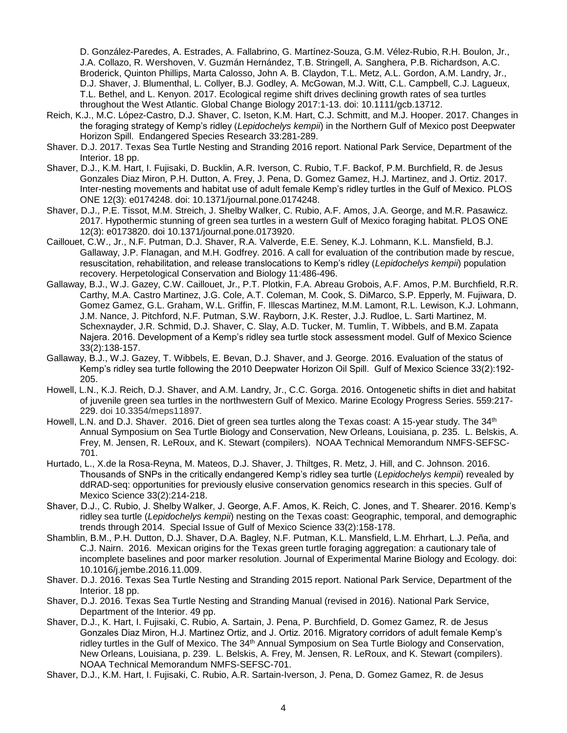D. González-Paredes, A. Estrades, A. Fallabrino, G. Martínez-Souza, G.M. Vélez-Rubio, R.H. Boulon, Jr., J.A. Collazo, R. Wershoven, V. Guzmán Hernández, T.B. Stringell, A. Sanghera, P.B. Richardson, A.C. Broderick, Quinton Phillips, Marta Calosso, John A. B. Claydon, T.L. Metz, A.L. Gordon, A.M. Landry, Jr., D.J. Shaver, J. Blumenthal, L. Collyer, B.J. Godley, A. McGowan, M.J. Witt, C.L. Campbell, C.J. Lagueux, T.L. Bethel, and L. Kenyon. 2017. Ecological regime shift drives declining growth rates of sea turtles throughout the West Atlantic. Global Change Biology 2017:1-13. doi: 10.1111/gcb.13712.

Reich, K.J., M.C. López-Castro, D.J. Shaver, C. Iseton, K.M. Hart, C.J. Schmitt, and M.J. Hooper. 2017. Changes in the foraging strategy of Kemp's ridley (*Lepidochelys kempii*) in the Northern Gulf of Mexico post Deepwater Horizon Spill. Endangered Species Research 33:281-289.

Shaver. D.J. 2017. Texas Sea Turtle Nesting and Stranding 2016 report. National Park Service, Department of the Interior. 18 pp.

Shaver, D.J., K.M. Hart, I. Fujisaki, D. Bucklin, A.R. Iverson, C. Rubio, T.F. Backof, P.M. Burchfield, R. de Jesus Gonzales Diaz Miron, P.H. Dutton, A. Frey, J. Pena, D. Gomez Gamez, H.J. Martinez, and J. Ortiz. 2017. Inter-nesting movements and habitat use of adult female Kemp's ridley turtles in the Gulf of Mexico. PLOS ONE 12(3): e0174248. doi: 10.1371/journal.pone.0174248.

Shaver, D.J., P.E. Tissot, M.M. Streich, J. Shelby Walker, C. Rubio, A.F. Amos, J.A. George, and M.R. Pasawicz. 2017. Hypothermic stunning of green sea turtles in a western Gulf of Mexico foraging habitat. PLOS ONE 12(3): e0173820. doi 10.1371/journal.pone.0173920.

Caillouet, C.W., Jr., N.F. Putman, D.J. Shaver, R.A. Valverde, E.E. Seney, K.J. Lohmann, K.L. Mansfield, B.J. Gallaway, J.P. Flanagan, and M.H. Godfrey. 2016. A call for evaluation of the contribution made by rescue, resuscitation, rehabilitation, and release translocations to Kemp's ridley (*Lepidochelys kempii*) population recovery. Herpetological Conservation and Biology 11:486-496.

Gallaway, B.J., W.J. Gazey, C.W. Caillouet, Jr., P.T. Plotkin, F.A. Abreau Grobois, A.F. Amos, P.M. Burchfield, R.R. Carthy, M.A. Castro Martinez, J.G. Cole, A.T. Coleman, M. Cook, S. DiMarco, S.P. Epperly, M. Fujiwara, D. Gomez Gamez, G.L. Graham, W.L. Griffin, F. Illescas Martinez, M.M. Lamont, R.L. Lewison, K.J. Lohmann, J.M. Nance, J. Pitchford, N.F. Putman, S.W. Rayborn, J.K. Rester, J.J. Rudloe, L. Sarti Martinez, M. Schexnayder, J.R. Schmid, D.J. Shaver, C. Slay, A.D. Tucker, M. Tumlin, T. Wibbels, and B.M. Zapata Najera. 2016. Development of a Kemp's ridley sea turtle stock assessment model. Gulf of Mexico Science 33(2):138-157.

Gallaway, B.J., W.J. Gazey, T. Wibbels, E. Bevan, D.J. Shaver, and J. George. 2016. Evaluation of the status of Kemp's ridley sea turtle following the 2010 Deepwater Horizon Oil Spill. Gulf of Mexico Science 33(2):192-205.

Howell, L.N., K.J. Reich, D.J. Shaver, and A.M. Landry, Jr., C.C. Gorga. 2016. Ontogenetic shifts in diet and habitat of juvenile green sea turtles in the northwestern Gulf of Mexico. Marine Ecology Progress Series. 559:217-229. doi 10.3354/meps11897.

Howell, L.N. and D.J. Shaver. 2016. Diet of green sea turtles along the Texas coast: A 15-year study. The 34th Annual Symposium on Sea Turtle Biology and Conservation, New Orleans, Louisiana, p. 235. L. Belskis, A. Frey, M. Jensen, R. LeRoux, and K. Stewart (compilers). NOAA Technical Memorandum NMFS-SEFSC-701.

Hurtado, L., X.de la Rosa-Reyna, M. Mateos, D.J. Shaver, J. Thiltges, R. Metz, J. Hill, and C. Johnson. 2016. Thousands of SNPs in the critically endangered Kemp's ridley sea turtle (*Lepidochelys kempii*) revealed by ddRAD-seq: opportunities for previously elusive conservation genomics research in this species. Gulf of Mexico Science 33(2):214-218.

Shaver, D.J., C. Rubio, J. Shelby Walker, J. George, A.F. Amos, K. Reich, C. Jones, and T. Shearer. 2016. Kemp's ridley sea turtle (*Lepidochelys kempii*) nesting on the Texas coast: Geographic, temporal, and demographic trends through 2014. Special Issue of Gulf of Mexico Science 33(2):158-178.

Shamblin, B.M., P.H. Dutton, D.J. Shaver, D.A. Bagley, N.F. Putman, K.L. Mansfield, L.M. Ehrhart, L.J. Peña, and C.J. Nairn. 2016. Mexican origins for the Texas green turtle foraging aggregation: a cautionary tale of incomplete baselines and poor marker resolution. Journal of Experimental Marine Biology and Ecology. doi: 10.1016/j.jembe.2016.11.009.

Shaver. D.J. 2016. Texas Sea Turtle Nesting and Stranding 2015 report. National Park Service, Department of the Interior. 18 pp.

Shaver, D.J. 2016. Texas Sea Turtle Nesting and Stranding Manual (revised in 2016). National Park Service, Department of the Interior. 49 pp.

Shaver, D.J., K. Hart, I. Fujisaki, C. Rubio, A. Sartain, J. Pena, P. Burchfield, D. Gomez Gamez, R. de Jesus Gonzales Diaz Miron, H.J. Martinez Ortiz, and J. Ortiz. 2016. Migratory corridors of adult female Kemp's ridley turtles in the Gulf of Mexico. The 34th Annual Symposium on Sea Turtle Biology and Conservation, New Orleans, Louisiana, p. 239. L. Belskis, A. Frey, M. Jensen, R. LeRoux, and K. Stewart (compilers). NOAA Technical Memorandum NMFS-SEFSC-701.

Shaver, D.J., K.M. Hart, I. Fujisaki, C. Rubio, A.R. Sartain-Iverson, J. Pena, D. Gomez Gamez, R. de Jesus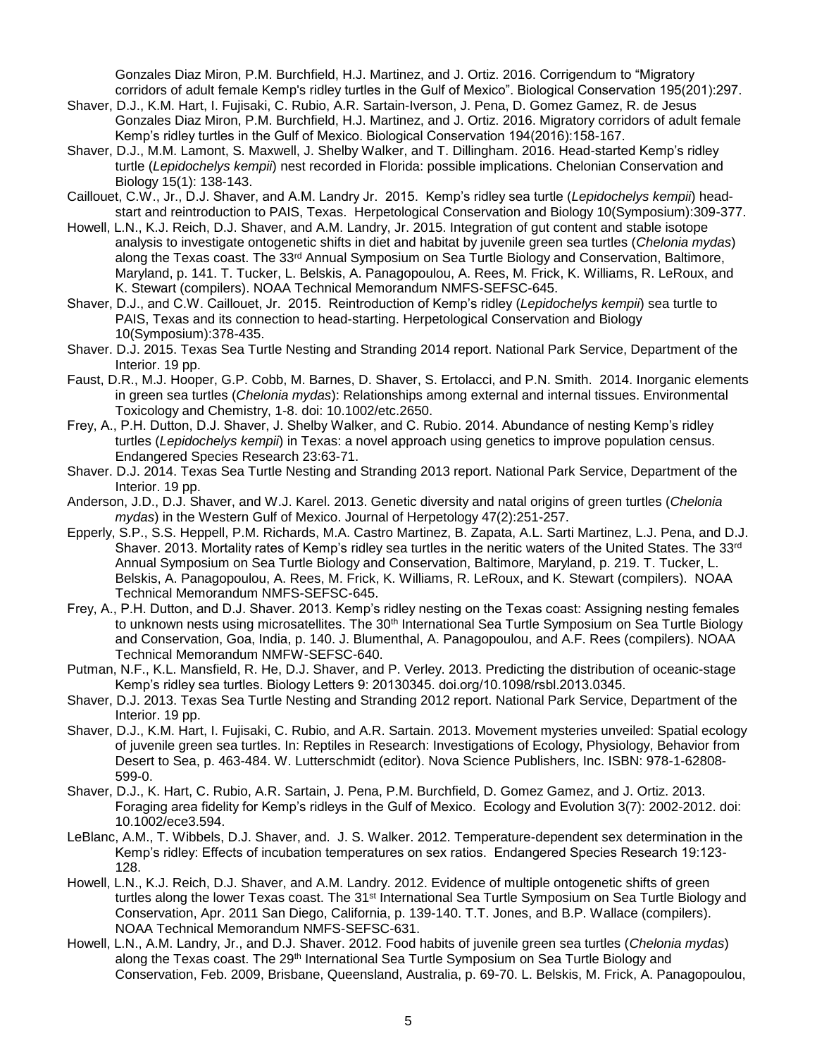Gonzales Diaz Miron, P.M. Burchfield, H.J. Martinez, and J. Ortiz. 2016. Corrigendum to "Migratory corridors of adult female Kemp's ridley turtles in the Gulf of Mexico". Biological Conservation 195(201):297.

Shaver, D.J., K.M. Hart, I. Fujisaki, C. Rubio, A.R. Sartain-Iverson, J. Pena, D. Gomez Gamez, R. de Jesus Gonzales Diaz Miron, P.M. Burchfield, H.J. Martinez, and J. Ortiz. 2016. Migratory corridors of adult female Kemp's ridley turtles in the Gulf of Mexico. Biological Conservation 194(2016):158-167.

Shaver, D.J., M.M. Lamont, S. Maxwell, J. Shelby Walker, and T. Dillingham. 2016. Head-started Kemp's ridley turtle (*Lepidochelys kempii*) nest recorded in Florida: possible implications. Chelonian Conservation and Biology 15(1): 138-143.

Caillouet, C.W., Jr., D.J. Shaver, and A.M. Landry Jr. 2015. Kemp's ridley sea turtle (*Lepidochelys kempii*) head-start and reintroduction to PAIS, Texas. Herpetological Conservation and Biology 10(Symposium):309-377.

Howell, L.N., K.J. Reich, D.J. Shaver, and A.M. Landry, Jr. 2015. Integration of gut content and stable isotope analysis to investigate ontogenetic shifts in diet and habitat by juvenile green sea turtles (*Chelonia mydas*) along the Texas coast. The 33rd Annual Symposium on Sea Turtle Biology and Conservation, Baltimore, Maryland, p. 141. T. Tucker, L. Belskis, A. Panagopoulou, A. Rees, M. Frick, K. Williams, R. LeRoux, and K. Stewart (compilers). NOAA Technical Memorandum NMFS-SEFSC-645.

Shaver, D.J., and C.W. Caillouet, Jr. 2015. Reintroduction of Kemp's ridley (*Lepidochelys kempii*) sea turtle to PAIS, Texas and its connection to head-starting. Herpetological Conservation and Biology 10(Symposium):378-435.

Shaver. D.J. 2015. Texas Sea Turtle Nesting and Stranding 2014 report. National Park Service, Department of the Interior. 19 pp.

Faust, D.R., M.J. Hooper, G.P. Cobb, M. Barnes, D. Shaver, S. Ertolacci, and P.N. Smith. 2014. Inorganic elements in green sea turtles (*Chelonia mydas*): Relationships among external and internal tissues. Environmental Toxicology and Chemistry, 1-8. doi: 10.1002/etc.2650.

Frey, A., P.H. Dutton, D.J. Shaver, J. Shelby Walker, and C. Rubio. 2014. Abundance of nesting Kemp's ridley turtles (*Lepidochelys kempii*) in Texas: a novel approach using genetics to improve population census. Endangered Species Research 23:63-71.

Shaver. D.J. 2014. Texas Sea Turtle Nesting and Stranding 2013 report. National Park Service, Department of the Interior. 19 pp.

Anderson, J.D., D.J. Shaver, and W.J. Karel. 2013. Genetic diversity and natal origins of green turtles (*Chelonia mydas*) in the Western Gulf of Mexico. Journal of Herpetology 47(2):251-257.

Epperly, S.P., S.S. Heppell, P.M. Richards, M.A. Castro Martinez, B. Zapata, A.L. Sarti Martinez, L.J. Pena, and D.J. Shaver. 2013. Mortality rates of Kemp's ridley sea turtles in the neritic waters of the United States. The 33rd Annual Symposium on Sea Turtle Biology and Conservation, Baltimore, Maryland, p. 219. T. Tucker, L. Belskis, A. Panagopoulou, A. Rees, M. Frick, K. Williams, R. LeRoux, and K. Stewart (compilers). NOAA Technical Memorandum NMFS-SEFSC-645.

Frey, A., P.H. Dutton, and D.J. Shaver. 2013. Kemp's ridley nesting on the Texas coast: Assigning nesting females to unknown nests using microsatellites. The 30th International Sea Turtle Symposium on Sea Turtle Biology and Conservation, Goa, India, p. 140. J. Blumenthal, A. Panagopoulou, and A.F. Rees (compilers). NOAA Technical Memorandum NMFW-SEFSC-640.

Putman, N.F., K.L. Mansfield, R. He, D.J. Shaver, and P. Verley. 2013. Predicting the distribution of oceanic-stage Kemp's ridley sea turtles. Biology Letters 9: 20130345. doi.org/10.1098/rsbl.2013.0345.

Shaver, D.J. 2013. Texas Sea Turtle Nesting and Stranding 2012 report. National Park Service, Department of the Interior. 19 pp.

Shaver, D.J., K.M. Hart, I. Fujisaki, C. Rubio, and A.R. Sartain. 2013. Movement mysteries unveiled: Spatial ecology of juvenile green sea turtles. In: Reptiles in Research: Investigations of Ecology, Physiology, Behavior from Desert to Sea, p. 463-484. W. Lutterschmidt (editor). Nova Science Publishers, Inc. ISBN: 978-1-62808-599-0.

Shaver, D.J., K. Hart, C. Rubio, A.R. Sartain, J. Pena, P.M. Burchfield, D. Gomez Gamez, and J. Ortiz. 2013. Foraging area fidelity for Kemp's ridleys in the Gulf of Mexico. Ecology and Evolution 3(7): 2002-2012. doi: 10.1002/ece3.594.

LeBlanc, A.M., T. Wibbels, D.J. Shaver, and. J. S. Walker. 2012. Temperature-dependent sex determination in the Kemp's ridley: Effects of incubation temperatures on sex ratios. Endangered Species Research 19:123-128.

Howell, L.N., K.J. Reich, D.J. Shaver, and A.M. Landry. 2012. Evidence of multiple ontogenetic shifts of green turtles along the lower Texas coast. The 31st International Sea Turtle Symposium on Sea Turtle Biology and Conservation, Apr. 2011 San Diego, California, p. 139-140. T.T. Jones, and B.P. Wallace (compilers). NOAA Technical Memorandum NMFS-SEFSC-631.

Howell, L.N., A.M. Landry, Jr., and D.J. Shaver. 2012. Food habits of juvenile green sea turtles (*Chelonia mydas*) along the Texas coast. The 29th International Sea Turtle Symposium on Sea Turtle Biology and Conservation, Feb. 2009, Brisbane, Queensland, Australia, p. 69-70. L. Belskis, M. Frick, A. Panagopoulou,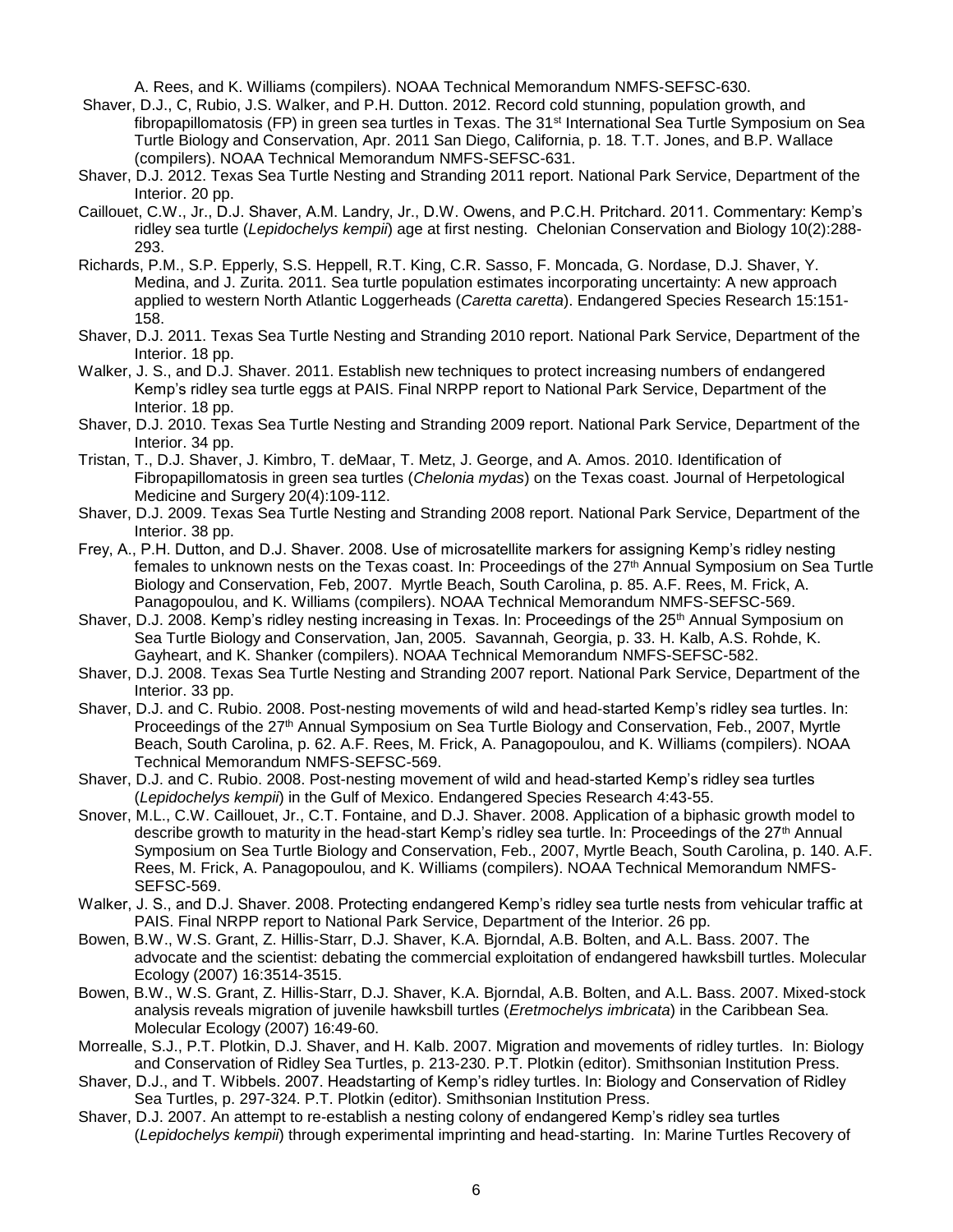A. Rees, and K. Williams (compilers). NOAA Technical Memorandum NMFS-SEFSC-630.

Shaver, D.J., C, Rubio, J.S. Walker, and P.H. Dutton. 2012. Record cold stunning, population growth, and fibropapillomatosis (FP) in green sea turtles in Texas. The 31st International Sea Turtle Symposium on Sea Turtle Biology and Conservation, Apr. 2011 San Diego, California, p. 18. T.T. Jones, and B.P. Wallace (compilers). NOAA Technical Memorandum NMFS-SEFSC-631.

Shaver, D.J. 2012. Texas Sea Turtle Nesting and Stranding 2011 report. National Park Service, Department of the Interior. 20 pp.

Caillouet, C.W., Jr., D.J. Shaver, A.M. Landry, Jr., D.W. Owens, and P.C.H. Pritchard. 2011. Commentary: Kemp's ridley sea turtle (*Lepidochelys kempii*) age at first nesting. Chelonian Conservation and Biology 10(2):288-293.

Richards, P.M., S.P. Epperly, S.S. Heppell, R.T. King, C.R. Sasso, F. Moncada, G. Nordase, D.J. Shaver, Y. Medina, and J. Zurita. 2011. Sea turtle population estimates incorporating uncertainty: A new approach applied to western North Atlantic Loggerheads (*Caretta caretta*). Endangered Species Research 15:151-158.

Shaver, D.J. 2011. Texas Sea Turtle Nesting and Stranding 2010 report. National Park Service, Department of the Interior. 18 pp.

Walker, J. S., and D.J. Shaver. 2011. Establish new techniques to protect increasing numbers of endangered Kemp's ridley sea turtle eggs at PAIS. Final NRPP report to National Park Service, Department of the Interior. 18 pp.

Shaver, D.J. 2010. Texas Sea Turtle Nesting and Stranding 2009 report. National Park Service, Department of the Interior. 34 pp.

Tristan, T., D.J. Shaver, J. Kimbro, T. deMaar, T. Metz, J. George, and A. Amos. 2010. Identification of Fibropapillomatosis in green sea turtles (*Chelonia mydas*) on the Texas coast. Journal of Herpetological Medicine and Surgery 20(4):109-112.

Shaver, D.J. 2009. Texas Sea Turtle Nesting and Stranding 2008 report. National Park Service, Department of the Interior. 38 pp.

Frey, A., P.H. Dutton, and D.J. Shaver. 2008. Use of microsatellite markers for assigning Kemp's ridley nesting females to unknown nests on the Texas coast. In: Proceedings of the 27th Annual Symposium on Sea Turtle Biology and Conservation, Feb, 2007. Myrtle Beach, South Carolina, p. 85. A.F. Rees, M. Frick, A. Panagopoulou, and K. Williams (compilers). NOAA Technical Memorandum NMFS-SEFSC-569.

Shaver, D.J. 2008. Kemp's ridley nesting increasing in Texas. In: Proceedings of the 25th Annual Symposium on Sea Turtle Biology and Conservation, Jan, 2005. Savannah, Georgia, p. 33. H. Kalb, A.S. Rohde, K. Gayheart, and K. Shanker (compilers). NOAA Technical Memorandum NMFS-SEFSC-582.

Shaver, D.J. 2008. Texas Sea Turtle Nesting and Stranding 2007 report. National Park Service, Department of the Interior. 33 pp.

Shaver, D.J. and C. Rubio. 2008. Post-nesting movements of wild and head-started Kemp's ridley sea turtles. In: Proceedings of the 27th Annual Symposium on Sea Turtle Biology and Conservation, Feb., 2007, Myrtle Beach, South Carolina, p. 62. A.F. Rees, M. Frick, A. Panagopoulou, and K. Williams (compilers). NOAA Technical Memorandum NMFS-SEFSC-569.

Shaver, D.J. and C. Rubio. 2008. Post-nesting movement of wild and head-started Kemp's ridley sea turtles (*Lepidochelys kempii*) in the Gulf of Mexico. Endangered Species Research 4:43-55.

Snover, M.L., C.W. Caillouet, Jr., C.T. Fontaine, and D.J. Shaver. 2008. Application of a biphasic growth model to describe growth to maturity in the head-start Kemp's ridley sea turtle. In: Proceedings of the 27th Annual Symposium on Sea Turtle Biology and Conservation, Feb., 2007, Myrtle Beach, South Carolina, p. 140. A.F. Rees, M. Frick, A. Panagopoulou, and K. Williams (compilers). NOAA Technical Memorandum NMFS-SEFSC-569.

Walker, J. S., and D.J. Shaver. 2008. Protecting endangered Kemp's ridley sea turtle nests from vehicular traffic at PAIS. Final NRPP report to National Park Service, Department of the Interior. 26 pp.

Bowen, B.W., W.S. Grant, Z. Hillis-Starr, D.J. Shaver, K.A. Bjorndal, A.B. Bolten, and A.L. Bass. 2007. The advocate and the scientist: debating the commercial exploitation of endangered hawksbill turtles. Molecular Ecology (2007) 16:3514-3515.

Bowen, B.W., W.S. Grant, Z. Hillis-Starr, D.J. Shaver, K.A. Bjorndal, A.B. Bolten, and A.L. Bass. 2007. Mixed-stock analysis reveals migration of juvenile hawksbill turtles (*Eretmochelys imbricata*) in the Caribbean Sea. Molecular Ecology (2007) 16:49-60.

Morrealle, S.J., P.T. Plotkin, D.J. Shaver, and H. Kalb. 2007. Migration and movements of ridley turtles. In: Biology and Conservation of Ridley Sea Turtles, p. 213-230. P.T. Plotkin (editor). Smithsonian Institution Press.

Shaver, D.J., and T. Wibbels. 2007. Headstarting of Kemp's ridley turtles. In: Biology and Conservation of Ridley Sea Turtles, p. 297-324. P.T. Plotkin (editor). Smithsonian Institution Press.

Shaver, D.J. 2007. An attempt to re-establish a nesting colony of endangered Kemp's ridley sea turtles (*Lepidochelys kempii*) through experimental imprinting and head-starting. In: Marine Turtles Recovery of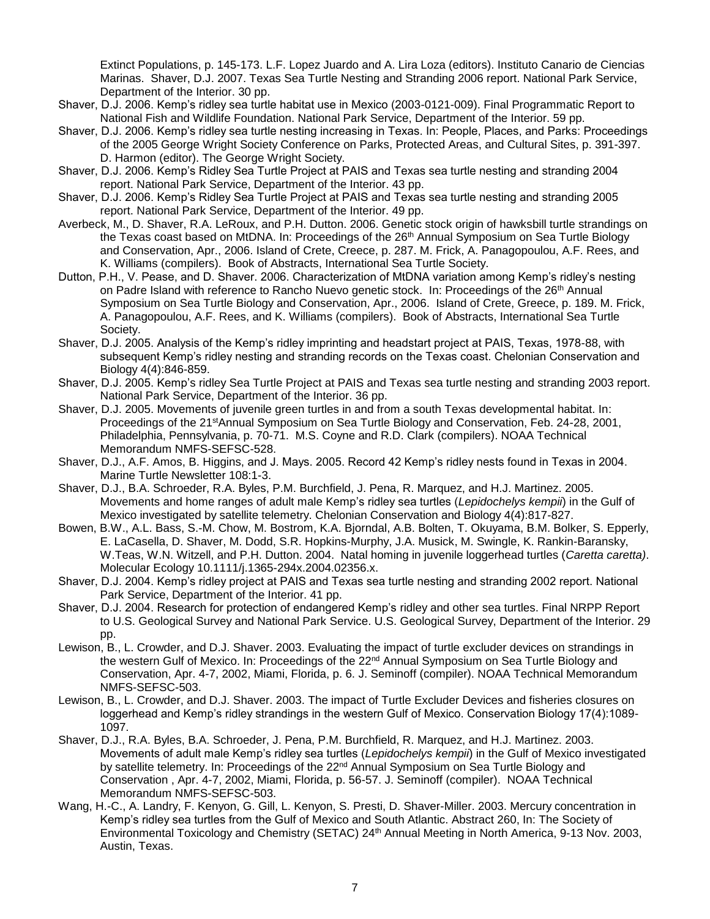Extinct Populations, p. 145-173. L.F. Lopez Juardo and A. Lira Loza (editors). Instituto Canario de Ciencias Marinas. Shaver, D.J. 2007. Texas Sea Turtle Nesting and Stranding 2006 report. National Park Service, Department of the Interior. 30 pp.

Shaver, D.J. 2006. Kemp's ridley sea turtle habitat use in Mexico (2003-0121-009). Final Programmatic Report to National Fish and Wildlife Foundation. National Park Service, Department of the Interior. 59 pp.

Shaver, D.J. 2006. Kemp's ridley sea turtle nesting increasing in Texas. In: People, Places, and Parks: Proceedings of the 2005 George Wright Society Conference on Parks, Protected Areas, and Cultural Sites, p. 391-397. D. Harmon (editor). The George Wright Society.

Shaver, D.J. 2006. Kemp's Ridley Sea Turtle Project at PAIS and Texas sea turtle nesting and stranding 2004 report. National Park Service, Department of the Interior. 43 pp.

Shaver, D.J. 2006. Kemp's Ridley Sea Turtle Project at PAIS and Texas sea turtle nesting and stranding 2005 report. National Park Service, Department of the Interior. 49 pp.

Averbeck, M., D. Shaver, R.A. LeRoux, and P.H. Dutton. 2006. Genetic stock origin of hawksbill turtle strandings on the Texas coast based on MtDNA. In: Proceedings of the 26th Annual Symposium on Sea Turtle Biology and Conservation, Apr., 2006. Island of Crete, Creece, p. 287. M. Frick, A. Panagopoulou, A.F. Rees, and K. Williams (compilers). Book of Abstracts, International Sea Turtle Society.

Dutton, P.H., V. Pease, and D. Shaver. 2006. Characterization of MtDNA variation among Kemp's ridley's nesting on Padre Island with reference to Rancho Nuevo genetic stock. In: Proceedings of the 26th Annual Symposium on Sea Turtle Biology and Conservation, Apr., 2006. Island of Crete, Greece, p. 189. M. Frick, A. Panagopoulou, A.F. Rees, and K. Williams (compilers). Book of Abstracts, International Sea Turtle Society.

Shaver, D.J. 2005. Analysis of the Kemp's ridley imprinting and headstart project at PAIS, Texas, 1978-88, with subsequent Kemp's ridley nesting and stranding records on the Texas coast. Chelonian Conservation and Biology 4(4):846-859.

Shaver, D.J. 2005. Kemp's ridley Sea Turtle Project at PAIS and Texas sea turtle nesting and stranding 2003 report. National Park Service, Department of the Interior. 36 pp.

Shaver, D.J. 2005. Movements of juvenile green turtles in and from a south Texas developmental habitat. In: Proceedings of the 21stAnnual Symposium on Sea Turtle Biology and Conservation, Feb. 24-28, 2001, Philadelphia, Pennsylvania, p. 70-71. M.S. Coyne and R.D. Clark (compilers). NOAA Technical Memorandum NMFS-SEFSC-528.

Shaver, D.J., A.F. Amos, B. Higgins, and J. Mays. 2005. Record 42 Kemp's ridley nests found in Texas in 2004. Marine Turtle Newsletter 108:1-3.

Shaver, D.J., B.A. Schroeder, R.A. Byles, P.M. Burchfield, J. Pena, R. Marquez, and H.J. Martinez. 2005. Movements and home ranges of adult male Kemp's ridley sea turtles (*Lepidochelys kempii*) in the Gulf of Mexico investigated by satellite telemetry. Chelonian Conservation and Biology 4(4):817-827.

Bowen, B.W., A.L. Bass, S.-M. Chow, M. Bostrom, K.A. Bjorndal, A.B. Bolten, T. Okuyama, B.M. Bolker, S. Epperly, E. LaCasella, D. Shaver, M. Dodd, S.R. Hopkins-Murphy, J.A. Musick, M. Swingle, K. Rankin-Baransky, W.Teas, W.N. Witzell, and P.H. Dutton. 2004. Natal homing in juvenile loggerhead turtles (*Caretta caretta)*. Molecular Ecology 10.1111/j.1365-294x.2004.02356.x.

Shaver, D.J. 2004. Kemp's ridley project at PAIS and Texas sea turtle nesting and stranding 2002 report. National Park Service, Department of the Interior. 41 pp.

Shaver, D.J. 2004. Research for protection of endangered Kemp's ridley and other sea turtles. Final NRPP Report to U.S. Geological Survey and National Park Service. U.S. Geological Survey, Department of the Interior. 29 pp.

Lewison, B., L. Crowder, and D.J. Shaver. 2003. Evaluating the impact of turtle excluder devices on strandings in the western Gulf of Mexico. In: Proceedings of the 22nd Annual Symposium on Sea Turtle Biology and Conservation, Apr. 4-7, 2002, Miami, Florida, p. 6. J. Seminoff (compiler). NOAA Technical Memorandum NMFS-SEFSC-503.

Lewison, B., L. Crowder, and D.J. Shaver. 2003. The impact of Turtle Excluder Devices and fisheries closures on loggerhead and Kemp's ridley strandings in the western Gulf of Mexico. Conservation Biology 17(4):1089-1097.

Shaver, D.J., R.A. Byles, B.A. Schroeder, J. Pena, P.M. Burchfield, R. Marquez, and H.J. Martinez. 2003. Movements of adult male Kemp's ridley sea turtles (*Lepidochelys kempii*) in the Gulf of Mexico investigated by satellite telemetry. In: Proceedings of the 22nd Annual Symposium on Sea Turtle Biology and Conservation , Apr. 4-7, 2002, Miami, Florida, p. 56-57. J. Seminoff (compiler). NOAA Technical Memorandum NMFS-SEFSC-503.

Wang, H.-C., A. Landry, F. Kenyon, G. Gill, L. Kenyon, S. Presti, D. Shaver-Miller. 2003. Mercury concentration in Kemp's ridley sea turtles from the Gulf of Mexico and South Atlantic. Abstract 260, In: The Society of Environmental Toxicology and Chemistry (SETAC) 24th Annual Meeting in North America, 9-13 Nov. 2003, Austin, Texas.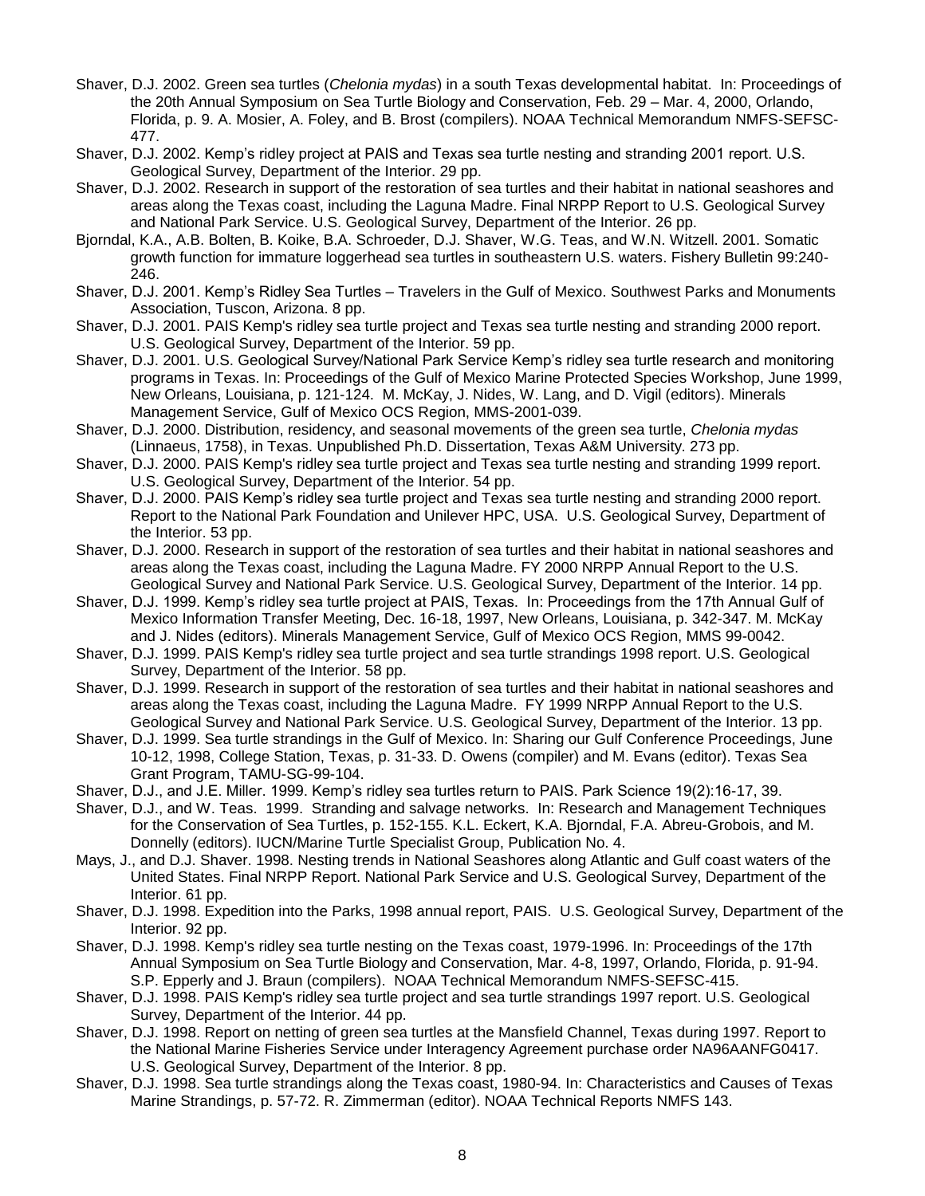Shaver, D.J. 2002. Green sea turtles (*Chelonia mydas*) in a south Texas developmental habitat. In: Proceedings of the 20th Annual Symposium on Sea Turtle Biology and Conservation, Feb. 29 – Mar. 4, 2000, Orlando, Florida, p. 9. A. Mosier, A. Foley, and B. Brost (compilers). NOAA Technical Memorandum NMFS-SEFSC-477.

Shaver, D.J. 2002. Kemp's ridley project at PAIS and Texas sea turtle nesting and stranding 2001 report. U.S. Geological Survey, Department of the Interior. 29 pp.

Shaver, D.J. 2002. Research in support of the restoration of sea turtles and their habitat in national seashores and areas along the Texas coast, including the Laguna Madre. Final NRPP Report to U.S. Geological Survey and National Park Service. U.S. Geological Survey, Department of the Interior. 26 pp.

Bjorndal, K.A., A.B. Bolten, B. Koike, B.A. Schroeder, D.J. Shaver, W.G. Teas, and W.N. Witzell. 2001. Somatic growth function for immature loggerhead sea turtles in southeastern U.S. waters. Fishery Bulletin 99:240-246.

Shaver, D.J. 2001. Kemp's Ridley Sea Turtles – Travelers in the Gulf of Mexico. Southwest Parks and Monuments Association, Tuscon, Arizona. 8 pp.

Shaver, D.J. 2001. PAIS Kemp's ridley sea turtle project and Texas sea turtle nesting and stranding 2000 report. U.S. Geological Survey, Department of the Interior. 59 pp.

Shaver, D.J. 2001. U.S. Geological Survey/National Park Service Kemp's ridley sea turtle research and monitoring programs in Texas. In: Proceedings of the Gulf of Mexico Marine Protected Species Workshop, June 1999, New Orleans, Louisiana, p. 121-124. M. McKay, J. Nides, W. Lang, and D. Vigil (editors). Minerals Management Service, Gulf of Mexico OCS Region, MMS-2001-039.

Shaver, D.J. 2000. Distribution, residency, and seasonal movements of the green sea turtle, *Chelonia mydas* (Linnaeus, 1758), in Texas. Unpublished Ph.D. Dissertation, Texas A&M University. 273 pp.

Shaver, D.J. 2000. PAIS Kemp's ridley sea turtle project and Texas sea turtle nesting and stranding 1999 report. U.S. Geological Survey, Department of the Interior. 54 pp.

Shaver, D.J. 2000. PAIS Kemp's ridley sea turtle project and Texas sea turtle nesting and stranding 2000 report. Report to the National Park Foundation and Unilever HPC, USA. U.S. Geological Survey, Department of the Interior. 53 pp.

Shaver, D.J. 2000. Research in support of the restoration of sea turtles and their habitat in national seashores and areas along the Texas coast, including the Laguna Madre. FY 2000 NRPP Annual Report to the U.S. Geological Survey and National Park Service. U.S. Geological Survey, Department of the Interior. 14 pp.

Shaver, D.J. 1999. Kemp's ridley sea turtle project at PAIS, Texas. In: Proceedings from the 17th Annual Gulf of Mexico Information Transfer Meeting, Dec. 16-18, 1997, New Orleans, Louisiana, p. 342-347. M. McKay and J. Nides (editors). Minerals Management Service, Gulf of Mexico OCS Region, MMS 99-0042.

Shaver, D.J. 1999. PAIS Kemp's ridley sea turtle project and sea turtle strandings 1998 report. U.S. Geological Survey, Department of the Interior. 58 pp.

Shaver, D.J. 1999. Research in support of the restoration of sea turtles and their habitat in national seashores and areas along the Texas coast, including the Laguna Madre. FY 1999 NRPP Annual Report to the U.S. Geological Survey and National Park Service. U.S. Geological Survey, Department of the Interior. 13 pp.

Shaver, D.J. 1999. Sea turtle strandings in the Gulf of Mexico. In: Sharing our Gulf Conference Proceedings, June 10-12, 1998, College Station, Texas, p. 31-33. D. Owens (compiler) and M. Evans (editor). Texas Sea Grant Program, TAMU-SG-99-104.

Shaver, D.J., and J.E. Miller. 1999. Kemp's ridley sea turtles return to PAIS. Park Science 19(2):16-17, 39.

Shaver, D.J., and W. Teas. 1999. Stranding and salvage networks. In: Research and Management Techniques for the Conservation of Sea Turtles, p. 152-155. K.L. Eckert, K.A. Bjorndal, F.A. Abreu-Grobois, and M. Donnelly (editors). IUCN/Marine Turtle Specialist Group, Publication No. 4.

Mays, J., and D.J. Shaver. 1998. Nesting trends in National Seashores along Atlantic and Gulf coast waters of the United States. Final NRPP Report. National Park Service and U.S. Geological Survey, Department of the Interior. 61 pp.

Shaver, D.J. 1998. Expedition into the Parks, 1998 annual report, PAIS. U.S. Geological Survey, Department of the Interior. 92 pp.

Shaver, D.J. 1998. Kemp's ridley sea turtle nesting on the Texas coast, 1979-1996. In: Proceedings of the 17th Annual Symposium on Sea Turtle Biology and Conservation, Mar. 4-8, 1997, Orlando, Florida, p. 91-94. S.P. Epperly and J. Braun (compilers). NOAA Technical Memorandum NMFS-SEFSC-415.

Shaver, D.J. 1998. PAIS Kemp's ridley sea turtle project and sea turtle strandings 1997 report. U.S. Geological Survey, Department of the Interior. 44 pp.

Shaver, D.J. 1998. Report on netting of green sea turtles at the Mansfield Channel, Texas during 1997. Report to the National Marine Fisheries Service under Interagency Agreement purchase order NA96AANFG0417. U.S. Geological Survey, Department of the Interior. 8 pp.

Shaver, D.J. 1998. Sea turtle strandings along the Texas coast, 1980-94. In: Characteristics and Causes of Texas Marine Strandings, p. 57-72. R. Zimmerman (editor). NOAA Technical Reports NMFS 143.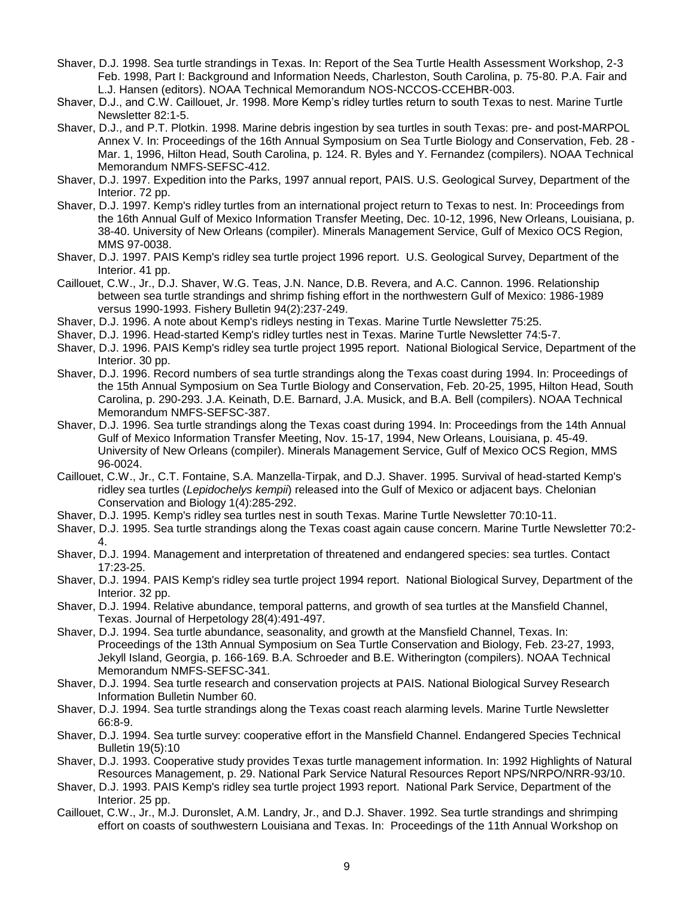Shaver, D.J. 1998. Sea turtle strandings in Texas. In: Report of the Sea Turtle Health Assessment Workshop, 2-3 Feb. 1998, Part I: Background and Information Needs, Charleston, South Carolina, p. 75-80. P.A. Fair and L.J. Hansen (editors). NOAA Technical Memorandum NOS-NCCOS-CCEHBR-003.

Shaver, D.J., and C.W. Caillouet, Jr. 1998. More Kemp's ridley turtles return to south Texas to nest. Marine Turtle Newsletter 82:1-5.

Shaver, D.J., and P.T. Plotkin. 1998. Marine debris ingestion by sea turtles in south Texas: pre- and post-MARPOL Annex V. In: Proceedings of the 16th Annual Symposium on Sea Turtle Biology and Conservation, Feb. 28 - Mar. 1, 1996, Hilton Head, South Carolina, p. 124. R. Byles and Y. Fernandez (compilers). NOAA Technical Memorandum NMFS-SEFSC-412.

Shaver, D.J. 1997. Expedition into the Parks, 1997 annual report, PAIS. U.S. Geological Survey, Department of the Interior. 72 pp.

Shaver, D.J. 1997. Kemp's ridley turtles from an international project return to Texas to nest. In: Proceedings from the 16th Annual Gulf of Mexico Information Transfer Meeting, Dec. 10-12, 1996, New Orleans, Louisiana, p. 38-40. University of New Orleans (compiler). Minerals Management Service, Gulf of Mexico OCS Region, MMS 97-0038.

Shaver, D.J. 1997. PAIS Kemp's ridley sea turtle project 1996 report. U.S. Geological Survey, Department of the Interior. 41 pp.

Caillouet, C.W., Jr., D.J. Shaver, W.G. Teas, J.N. Nance, D.B. Revera, and A.C. Cannon. 1996. Relationship between sea turtle strandings and shrimp fishing effort in the northwestern Gulf of Mexico: 1986-1989 versus 1990-1993. Fishery Bulletin 94(2):237-249.

Shaver, D.J. 1996. A note about Kemp's ridleys nesting in Texas. Marine Turtle Newsletter 75:25.

Shaver, D.J. 1996. Head-started Kemp's ridley turtles nest in Texas. Marine Turtle Newsletter 74:5-7.

Shaver, D.J. 1996. PAIS Kemp's ridley sea turtle project 1995 report. National Biological Service, Department of the Interior. 30 pp.

Shaver, D.J. 1996. Record numbers of sea turtle strandings along the Texas coast during 1994. In: Proceedings of the 15th Annual Symposium on Sea Turtle Biology and Conservation, Feb. 20-25, 1995, Hilton Head, South Carolina, p. 290-293. J.A. Keinath, D.E. Barnard, J.A. Musick, and B.A. Bell (compilers). NOAA Technical Memorandum NMFS-SEFSC-387.

Shaver, D.J. 1996. Sea turtle strandings along the Texas coast during 1994. In: Proceedings from the 14th Annual Gulf of Mexico Information Transfer Meeting, Nov. 15-17, 1994, New Orleans, Louisiana, p. 45-49. University of New Orleans (compiler). Minerals Management Service, Gulf of Mexico OCS Region, MMS 96-0024.

Caillouet, C.W., Jr., C.T. Fontaine, S.A. Manzella-Tirpak, and D.J. Shaver. 1995. Survival of head-started Kemp's ridley sea turtles (*Lepidochelys kempii*) released into the Gulf of Mexico or adjacent bays. Chelonian Conservation and Biology 1(4):285-292.

Shaver, D.J. 1995. Kemp's ridley sea turtles nest in south Texas. Marine Turtle Newsletter 70:10-11.

Shaver, D.J. 1995. Sea turtle strandings along the Texas coast again cause concern. Marine Turtle Newsletter 70:2-4.

Shaver, D.J. 1994. Management and interpretation of threatened and endangered species: sea turtles. Contact 17:23-25.

Shaver, D.J. 1994. PAIS Kemp's ridley sea turtle project 1994 report. National Biological Survey, Department of the Interior. 32 pp.

Shaver, D.J. 1994. Relative abundance, temporal patterns, and growth of sea turtles at the Mansfield Channel, Texas. Journal of Herpetology 28(4):491-497.

Shaver, D.J. 1994. Sea turtle abundance, seasonality, and growth at the Mansfield Channel, Texas. In: Proceedings of the 13th Annual Symposium on Sea Turtle Conservation and Biology, Feb. 23-27, 1993, Jekyll Island, Georgia, p. 166-169. B.A. Schroeder and B.E. Witherington (compilers). NOAA Technical Memorandum NMFS-SEFSC-341.

Shaver, D.J. 1994. Sea turtle research and conservation projects at PAIS. National Biological Survey Research Information Bulletin Number 60.

Shaver, D.J. 1994. Sea turtle strandings along the Texas coast reach alarming levels. Marine Turtle Newsletter 66:8-9.

Shaver, D.J. 1994. Sea turtle survey: cooperative effort in the Mansfield Channel. Endangered Species Technical Bulletin 19(5):10

Shaver, D.J. 1993. Cooperative study provides Texas turtle management information. In: 1992 Highlights of Natural Resources Management, p. 29. National Park Service Natural Resources Report NPS/NRPO/NRR-93/10.

Shaver, D.J. 1993. PAIS Kemp's ridley sea turtle project 1993 report. National Park Service, Department of the Interior. 25 pp.

Caillouet, C.W., Jr., M.J. Duronslet, A.M. Landry, Jr., and D.J. Shaver. 1992. Sea turtle strandings and shrimping effort on coasts of southwestern Louisiana and Texas. In: Proceedings of the 11th Annual Workshop on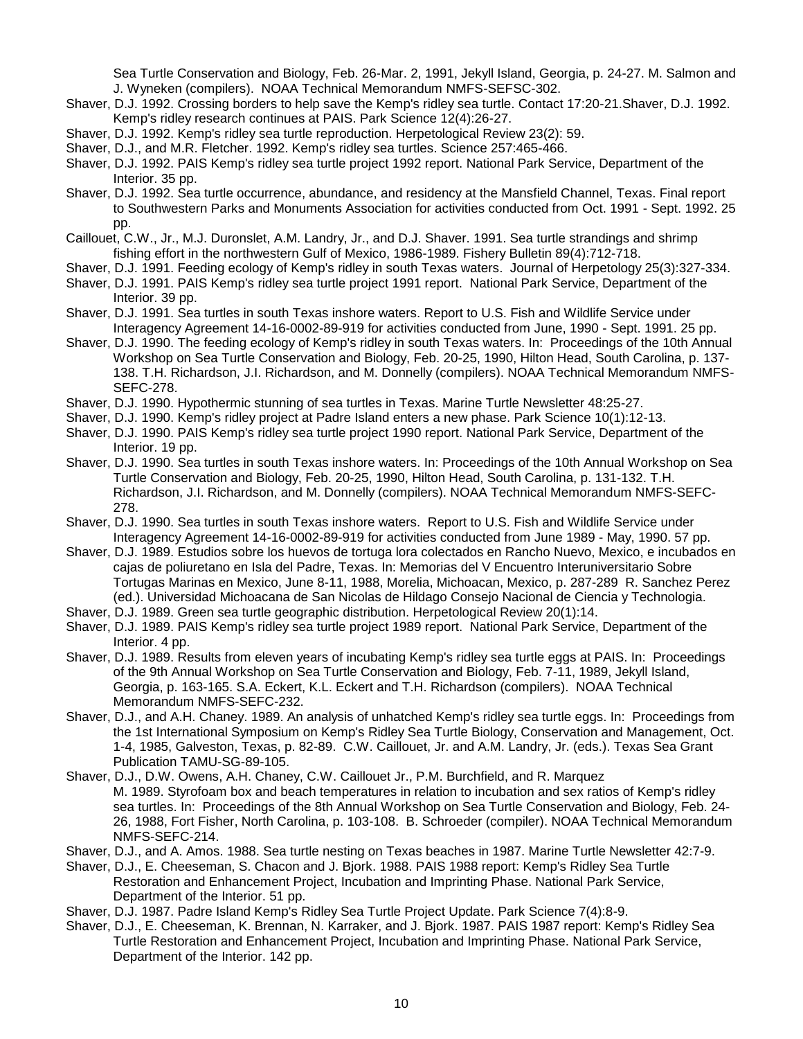Sea Turtle Conservation and Biology, Feb. 26-Mar. 2, 1991, Jekyll Island, Georgia, p. 24-27. M. Salmon and J. Wyneken (compilers). NOAA Technical Memorandum NMFS-SEFSC-302.

Shaver, D.J. 1992. Crossing borders to help save the Kemp's ridley sea turtle. Contact 17:20-21.Shaver, D.J. 1992. Kemp's ridley research continues at PAIS. Park Science 12(4):26-27.

Shaver, D.J. 1992. Kemp's ridley sea turtle reproduction. Herpetological Review 23(2): 59.

Shaver, D.J., and M.R. Fletcher. 1992. Kemp's ridley sea turtles. Science 257:465-466.

Shaver, D.J. 1992. PAIS Kemp's ridley sea turtle project 1992 report. National Park Service, Department of the Interior. 35 pp.

Shaver, D.J. 1992. Sea turtle occurrence, abundance, and residency at the Mansfield Channel, Texas. Final report to Southwestern Parks and Monuments Association for activities conducted from Oct. 1991 - Sept. 1992. 25 pp.

Caillouet, C.W., Jr., M.J. Duronslet, A.M. Landry, Jr., and D.J. Shaver. 1991. Sea turtle strandings and shrimp fishing effort in the northwestern Gulf of Mexico, 1986-1989. Fishery Bulletin 89(4):712-718.

Shaver, D.J. 1991. Feeding ecology of Kemp's ridley in south Texas waters. Journal of Herpetology 25(3):327-334.

Shaver, D.J. 1991. PAIS Kemp's ridley sea turtle project 1991 report. National Park Service, Department of the Interior. 39 pp.

Shaver, D.J. 1991. Sea turtles in south Texas inshore waters. Report to U.S. Fish and Wildlife Service under Interagency Agreement 14-16-0002-89-919 for activities conducted from June, 1990 - Sept. 1991. 25 pp.

Shaver, D.J. 1990. The feeding ecology of Kemp's ridley in south Texas waters. In: Proceedings of the 10th Annual Workshop on Sea Turtle Conservation and Biology, Feb. 20-25, 1990, Hilton Head, South Carolina, p. 137-138. T.H. Richardson, J.I. Richardson, and M. Donnelly (compilers). NOAA Technical Memorandum NMFS-SEFC-278.

Shaver, D.J. 1990. Hypothermic stunning of sea turtles in Texas. Marine Turtle Newsletter 48:25-27.

Shaver, D.J. 1990. Kemp's ridley project at Padre Island enters a new phase. Park Science 10(1):12-13.

Shaver, D.J. 1990. PAIS Kemp's ridley sea turtle project 1990 report. National Park Service, Department of the Interior. 19 pp.

Shaver, D.J. 1990. Sea turtles in south Texas inshore waters. In: Proceedings of the 10th Annual Workshop on Sea Turtle Conservation and Biology, Feb. 20-25, 1990, Hilton Head, South Carolina, p. 131-132. T.H. Richardson, J.I. Richardson, and M. Donnelly (compilers). NOAA Technical Memorandum NMFS-SEFC-278.

Shaver, D.J. 1990. Sea turtles in south Texas inshore waters. Report to U.S. Fish and Wildlife Service under Interagency Agreement 14-16-0002-89-919 for activities conducted from June 1989 - May, 1990. 57 pp.

Shaver, D.J. 1989. Estudios sobre los huevos de tortuga lora colectados en Rancho Nuevo, Mexico, e incubados en cajas de poliuretano en Isla del Padre, Texas. In: Memorias del V Encuentro Interuniversitario Sobre Tortugas Marinas en Mexico, June 8-11, 1988, Morelia, Michoacan, Mexico, p. 287-289 R. Sanchez Perez (ed.). Universidad Michoacana de San Nicolas de Hildago Consejo Nacional de Ciencia y Technologia.

Shaver, D.J. 1989. Green sea turtle geographic distribution. Herpetological Review 20(1):14.

Shaver, D.J. 1989. PAIS Kemp's ridley sea turtle project 1989 report. National Park Service, Department of the Interior. 4 pp.

Shaver, D.J. 1989. Results from eleven years of incubating Kemp's ridley sea turtle eggs at PAIS. In: Proceedings of the 9th Annual Workshop on Sea Turtle Conservation and Biology, Feb. 7-11, 1989, Jekyll Island, Georgia, p. 163-165. S.A. Eckert, K.L. Eckert and T.H. Richardson (compilers). NOAA Technical Memorandum NMFS-SEFC-232.

Shaver, D.J., and A.H. Chaney. 1989. An analysis of unhatched Kemp's ridley sea turtle eggs. In: Proceedings from the 1st International Symposium on Kemp's Ridley Sea Turtle Biology, Conservation and Management, Oct. 1-4, 1985, Galveston, Texas, p. 82-89. C.W. Caillouet, Jr. and A.M. Landry, Jr. (eds.). Texas Sea Grant Publication TAMU-SG-89-105.

Shaver, D.J., D.W. Owens, A.H. Chaney, C.W. Caillouet Jr., P.M. Burchfield, and R. Marquez M. 1989. Styrofoam box and beach temperatures in relation to incubation and sex ratios of Kemp's ridley sea turtles. In: Proceedings of the 8th Annual Workshop on Sea Turtle Conservation and Biology, Feb. 24-26, 1988, Fort Fisher, North Carolina, p. 103-108. B. Schroeder (compiler). NOAA Technical Memorandum NMFS-SEFC-214.

Shaver, D.J., and A. Amos. 1988. Sea turtle nesting on Texas beaches in 1987. Marine Turtle Newsletter 42:7-9.

Shaver, D.J., E. Cheeseman, S. Chacon and J. Bjork. 1988. PAIS 1988 report: Kemp's Ridley Sea Turtle Restoration and Enhancement Project, Incubation and Imprinting Phase. National Park Service, Department of the Interior. 51 pp.

Shaver, D.J. 1987. Padre Island Kemp's Ridley Sea Turtle Project Update. Park Science 7(4):8-9.

Shaver, D.J., E. Cheeseman, K. Brennan, N. Karraker, and J. Bjork. 1987. PAIS 1987 report: Kemp's Ridley Sea Turtle Restoration and Enhancement Project, Incubation and Imprinting Phase. National Park Service, Department of the Interior. 142 pp.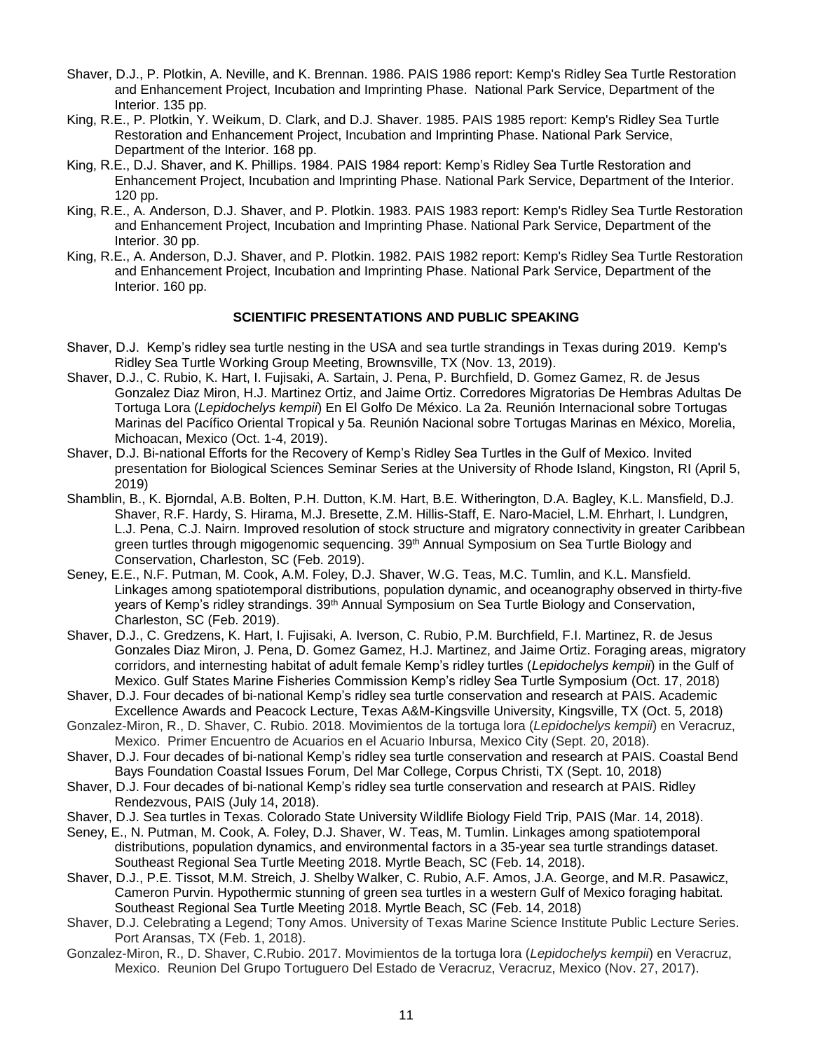Shaver, D.J., P. Plotkin, A. Neville, and K. Brennan. 1986. PAIS 1986 report: Kemp's Ridley Sea Turtle Restoration and Enhancement Project, Incubation and Imprinting Phase. National Park Service, Department of the Interior. 135 pp.

King, R.E., P. Plotkin, Y. Weikum, D. Clark, and D.J. Shaver. 1985. PAIS 1985 report: Kemp's Ridley Sea Turtle Restoration and Enhancement Project, Incubation and Imprinting Phase. National Park Service, Department of the Interior. 168 pp.

King, R.E., D.J. Shaver, and K. Phillips. 1984. PAIS 1984 report: Kemp's Ridley Sea Turtle Restoration and Enhancement Project, Incubation and Imprinting Phase. National Park Service, Department of the Interior. 120 pp.

King, R.E., A. Anderson, D.J. Shaver, and P. Plotkin. 1983. PAIS 1983 report: Kemp's Ridley Sea Turtle Restoration and Enhancement Project, Incubation and Imprinting Phase. National Park Service, Department of the Interior. 30 pp.

King, R.E., A. Anderson, D.J. Shaver, and P. Plotkin. 1982. PAIS 1982 report: Kemp's Ridley Sea Turtle Restoration and Enhancement Project, Incubation and Imprinting Phase. National Park Service, Department of the Interior. 160 pp.

## SCIENTIFIC PRESENTATIONS AND PUBLIC SPEAKING

Shaver, D.J. Kemp's ridley sea turtle nesting in the USA and sea turtle strandings in Texas during 2019. Kemp's Ridley Sea Turtle Working Group Meeting, Brownsville, TX (Nov. 13, 2019).

Shaver, D.J., C. Rubio, K. Hart, I. Fujisaki, A. Sartain, J. Pena, P. Burchfield, D. Gomez Gamez, R. de Jesus Gonzalez Diaz Miron, H.J. Martinez Ortiz, and Jaime Ortiz. Corredores Migratorias De Hembras Adultas De Tortuga Lora (*Lepidochelys kempii*) En El Golfo De México. La 2a. Reunión Internacional sobre Tortugas Marinas del Pacífico Oriental Tropical y 5a. Reunión Nacional sobre Tortugas Marinas en México, Morelia, Michoacan, Mexico (Oct. 1-4, 2019).

Shaver, D.J. Bi-national Efforts for the Recovery of Kemp's Ridley Sea Turtles in the Gulf of Mexico. Invited presentation for Biological Sciences Seminar Series at the University of Rhode Island, Kingston, RI (April 5, 2019)

Shamblin, B., K. Bjorndal, A.B. Bolten, P.H. Dutton, K.M. Hart, B.E. Witherington, D.A. Bagley, K.L. Mansfield, D.J. Shaver, R.F. Hardy, S. Hirama, M.J. Bresette, Z.M. Hillis-Staff, E. Naro-Maciel, L.M. Ehrhart, I. Lundgren, L.J. Pena, C.J. Nairn. Improved resolution of stock structure and migratory connectivity in greater Caribbean green turtles through migogenomic sequencing. 39th Annual Symposium on Sea Turtle Biology and Conservation, Charleston, SC (Feb. 2019).

Seney, E.E., N.F. Putman, M. Cook, A.M. Foley, D.J. Shaver, W.G. Teas, M.C. Tumlin, and K.L. Mansfield. Linkages among spatiotemporal distributions, population dynamic, and oceanography observed in thirty-five years of Kemp's ridley strandings. 39th Annual Symposium on Sea Turtle Biology and Conservation, Charleston, SC (Feb. 2019).

Shaver, D.J., C. Gredzens, K. Hart, I. Fujisaki, A. Iverson, C. Rubio, P.M. Burchfield, F.I. Martinez, R. de Jesus Gonzales Diaz Miron, J. Pena, D. Gomez Gamez, H.J. Martinez, and Jaime Ortiz. Foraging areas, migratory corridors, and internesting habitat of adult female Kemp's ridley turtles (*Lepidochelys kempii*) in the Gulf of Mexico. Gulf States Marine Fisheries Commission Kemp's ridley Sea Turtle Symposium (Oct. 17, 2018)

Shaver, D.J. Four decades of bi-national Kemp's ridley sea turtle conservation and research at PAIS. Academic Excellence Awards and Peacock Lecture, Texas A&M-Kingsville University, Kingsville, TX (Oct. 5, 2018)

Gonzalez-Miron, R., D. Shaver, C. Rubio. 2018. Movimientos de la tortuga lora (*Lepidochelys kempii*) en Veracruz, Mexico. Primer Encuentro de Acuarios en el Acuario Inbursa, Mexico City (Sept. 20, 2018).

Shaver, D.J. Four decades of bi-national Kemp's ridley sea turtle conservation and research at PAIS. Coastal Bend Bays Foundation Coastal Issues Forum, Del Mar College, Corpus Christi, TX (Sept. 10, 2018)

Shaver, D.J. Four decades of bi-national Kemp's ridley sea turtle conservation and research at PAIS. Ridley Rendezvous, PAIS (July 14, 2018).

Shaver, D.J. Sea turtles in Texas. Colorado State University Wildlife Biology Field Trip, PAIS (Mar. 14, 2018).

Seney, E., N. Putman, M. Cook, A. Foley, D.J. Shaver, W. Teas, M. Tumlin. Linkages among spatiotemporal distributions, population dynamics, and environmental factors in a 35-year sea turtle strandings dataset. Southeast Regional Sea Turtle Meeting 2018. Myrtle Beach, SC (Feb. 14, 2018).

Shaver, D.J., P.E. Tissot, M.M. Streich, J. Shelby Walker, C. Rubio, A.F. Amos, J.A. George, and M.R. Pasawicz, Cameron Purvin. Hypothermic stunning of green sea turtles in a western Gulf of Mexico foraging habitat. Southeast Regional Sea Turtle Meeting 2018. Myrtle Beach, SC (Feb. 14, 2018)

Shaver, D.J. Celebrating a Legend; Tony Amos. University of Texas Marine Science Institute Public Lecture Series. Port Aransas, TX (Feb. 1, 2018).

Gonzalez-Miron, R., D. Shaver, C.Rubio. 2017. Movimientos de la tortuga lora (*Lepidochelys kempii*) en Veracruz, Mexico. Reunion Del Grupo Tortuguero Del Estado de Veracruz, Veracruz, Mexico (Nov. 27, 2017).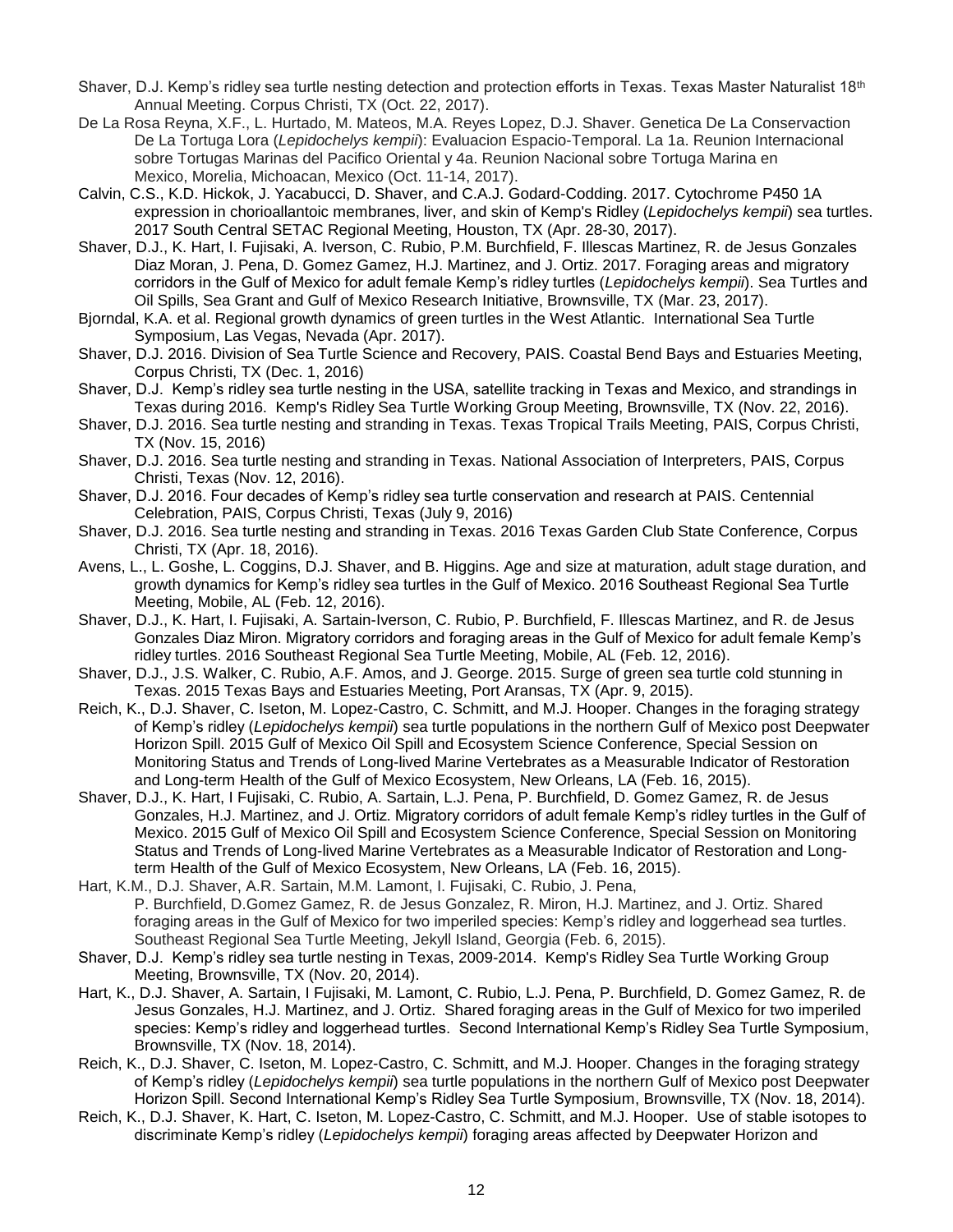Shaver, D.J. Kemp's ridley sea turtle nesting detection and protection efforts in Texas. Texas Master Naturalist 18th Annual Meeting. Corpus Christi, TX (Oct. 22, 2017).

De La Rosa Reyna, X.F., L. Hurtado, M. Mateos, M.A. Reyes Lopez, D.J. Shaver. Genetica De La Conservaction De La Tortuga Lora (*Lepidochelys kempii*): Evaluacion Espacio-Temporal. La 1a. Reunion Internacional sobre Tortugas Marinas del Pacifico Oriental y 4a. Reunion Nacional sobre Tortuga Marina en Mexico, Morelia, Michoacan, Mexico (Oct. 11-14, 2017).

Calvin, C.S., K.D. Hickok, J. Yacabucci, D. Shaver, and C.A.J. Godard-Codding. 2017. Cytochrome P450 1A expression in chorioallantoic membranes, liver, and skin of Kemp's Ridley (*Lepidochelys kempii*) sea turtles. 2017 South Central SETAC Regional Meeting, Houston, TX (Apr. 28-30, 2017).

Shaver, D.J., K. Hart, I. Fujisaki, A. Iverson, C. Rubio, P.M. Burchfield, F. Illescas Martinez, R. de Jesus Gonzales Diaz Moran, J. Pena, D. Gomez Gamez, H.J. Martinez, and J. Ortiz. 2017. Foraging areas and migratory corridors in the Gulf of Mexico for adult female Kemp's ridley turtles (*Lepidochelys kempii*). Sea Turtles and Oil Spills, Sea Grant and Gulf of Mexico Research Initiative, Brownsville, TX (Mar. 23, 2017).

Bjorndal, K.A. et al. Regional growth dynamics of green turtles in the West Atlantic. International Sea Turtle Symposium, Las Vegas, Nevada (Apr. 2017).

Shaver, D.J. 2016. Division of Sea Turtle Science and Recovery, PAIS. Coastal Bend Bays and Estuaries Meeting, Corpus Christi, TX (Dec. 1, 2016)

Shaver, D.J. Kemp's ridley sea turtle nesting in the USA, satellite tracking in Texas and Mexico, and strandings in Texas during 2016. Kemp's Ridley Sea Turtle Working Group Meeting, Brownsville, TX (Nov. 22, 2016).

Shaver, D.J. 2016. Sea turtle nesting and stranding in Texas. Texas Tropical Trails Meeting, PAIS, Corpus Christi, TX (Nov. 15, 2016)

Shaver, D.J. 2016. Sea turtle nesting and stranding in Texas. National Association of Interpreters, PAIS, Corpus Christi, Texas (Nov. 12, 2016).

Shaver, D.J. 2016. Four decades of Kemp's ridley sea turtle conservation and research at PAIS. Centennial Celebration, PAIS, Corpus Christi, Texas (July 9, 2016)

Shaver, D.J. 2016. Sea turtle nesting and stranding in Texas. 2016 Texas Garden Club State Conference, Corpus Christi, TX (Apr. 18, 2016).

Avens, L., L. Goshe, L. Coggins, D.J. Shaver, and B. Higgins. Age and size at maturation, adult stage duration, and growth dynamics for Kemp's ridley sea turtles in the Gulf of Mexico. 2016 Southeast Regional Sea Turtle Meeting, Mobile, AL (Feb. 12, 2016).

Shaver, D.J., K. Hart, I. Fujisaki, A. Sartain-Iverson, C. Rubio, P. Burchfield, F. Illescas Martinez, and R. de Jesus Gonzales Diaz Miron. Migratory corridors and foraging areas in the Gulf of Mexico for adult female Kemp's ridley turtles. 2016 Southeast Regional Sea Turtle Meeting, Mobile, AL (Feb. 12, 2016).

Shaver, D.J., J.S. Walker, C. Rubio, A.F. Amos, and J. George. 2015. Surge of green sea turtle cold stunning in Texas. 2015 Texas Bays and Estuaries Meeting, Port Aransas, TX (Apr. 9, 2015).

Reich, K., D.J. Shaver, C. Iseton, M. Lopez-Castro, C. Schmitt, and M.J. Hooper. Changes in the foraging strategy of Kemp's ridley (*Lepidochelys kempii*) sea turtle populations in the northern Gulf of Mexico post Deepwater Horizon Spill. 2015 Gulf of Mexico Oil Spill and Ecosystem Science Conference, Special Session on Monitoring Status and Trends of Long-lived Marine Vertebrates as a Measurable Indicator of Restoration and Long-term Health of the Gulf of Mexico Ecosystem, New Orleans, LA (Feb. 16, 2015).

Shaver, D.J., K. Hart, I Fujisaki, C. Rubio, A. Sartain, L.J. Pena, P. Burchfield, D. Gomez Gamez, R. de Jesus Gonzales, H.J. Martinez, and J. Ortiz. Migratory corridors of adult female Kemp's ridley turtles in the Gulf of Mexico. 2015 Gulf of Mexico Oil Spill and Ecosystem Science Conference, Special Session on Monitoring Status and Trends of Long-lived Marine Vertebrates as a Measurable Indicator of Restoration and Long-term Health of the Gulf of Mexico Ecosystem, New Orleans, LA (Feb. 16, 2015).

Hart, K.M., D.J. Shaver, A.R. Sartain, M.M. Lamont, I. Fujisaki, C. Rubio, J. Pena, P. Burchfield, D.Gomez Gamez, R. de Jesus Gonzalez, R. Miron, H.J. Martinez, and J. Ortiz. Shared foraging areas in the Gulf of Mexico for two imperiled species: Kemp's ridley and loggerhead sea turtles. Southeast Regional Sea Turtle Meeting, Jekyll Island, Georgia (Feb. 6, 2015).

Shaver, D.J. Kemp's ridley sea turtle nesting in Texas, 2009-2014. Kemp's Ridley Sea Turtle Working Group Meeting, Brownsville, TX (Nov. 20, 2014).

Hart, K., D.J. Shaver, A. Sartain, I Fujisaki, M. Lamont, C. Rubio, L.J. Pena, P. Burchfield, D. Gomez Gamez, R. de Jesus Gonzales, H.J. Martinez, and J. Ortiz. Shared foraging areas in the Gulf of Mexico for two imperiled species: Kemp's ridley and loggerhead turtles. Second International Kemp's Ridley Sea Turtle Symposium, Brownsville, TX (Nov. 18, 2014).

Reich, K., D.J. Shaver, C. Iseton, M. Lopez-Castro, C. Schmitt, and M.J. Hooper. Changes in the foraging strategy of Kemp's ridley (*Lepidochelys kempii*) sea turtle populations in the northern Gulf of Mexico post Deepwater Horizon Spill. Second International Kemp's Ridley Sea Turtle Symposium, Brownsville, TX (Nov. 18, 2014).

Reich, K., D.J. Shaver, K. Hart, C. Iseton, M. Lopez-Castro, C. Schmitt, and M.J. Hooper. Use of stable isotopes to discriminate Kemp's ridley (*Lepidochelys kempii*) foraging areas affected by Deepwater Horizon and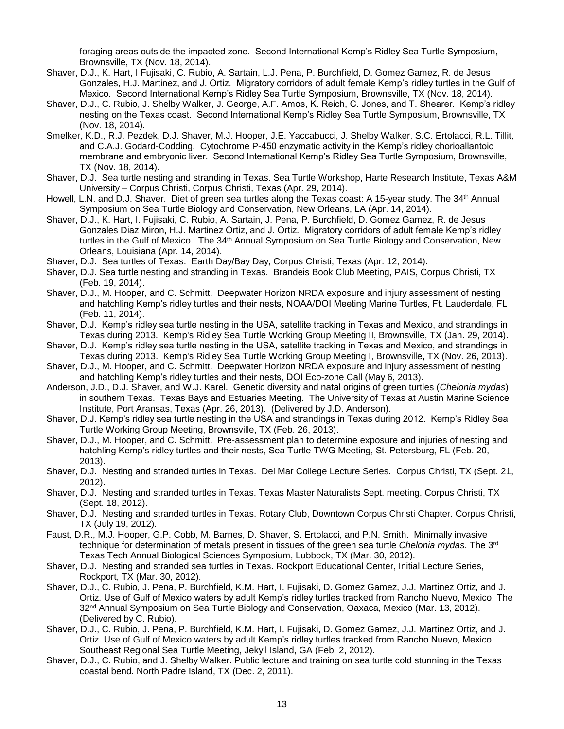foraging areas outside the impacted zone. Second International Kemp's Ridley Sea Turtle Symposium, Brownsville, TX (Nov. 18, 2014).

Shaver, D.J., K. Hart, I Fujisaki, C. Rubio, A. Sartain, L.J. Pena, P. Burchfield, D. Gomez Gamez, R. de Jesus Gonzales, H.J. Martinez, and J. Ortiz. Migratory corridors of adult female Kemp's ridley turtles in the Gulf of Mexico. Second International Kemp's Ridley Sea Turtle Symposium, Brownsville, TX (Nov. 18, 2014).

Shaver, D.J., C. Rubio, J. Shelby Walker, J. George, A.F. Amos, K. Reich, C. Jones, and T. Shearer. Kemp's ridley nesting on the Texas coast. Second International Kemp's Ridley Sea Turtle Symposium, Brownsville, TX (Nov. 18, 2014).

Smelker, K.D., R.J. Pezdek, D.J. Shaver, M.J. Hooper, J.E. Yaccabucci, J. Shelby Walker, S.C. Ertolacci, R.L. Tillit, and C.A.J. Godard-Codding. Cytochrome P-450 enzymatic activity in the Kemp's ridley chorioallantoic membrane and embryonic liver. Second International Kemp's Ridley Sea Turtle Symposium, Brownsville, TX (Nov. 18, 2014).

Shaver, D.J. Sea turtle nesting and stranding in Texas. Sea Turtle Workshop, Harte Research Institute, Texas A&M University – Corpus Christi, Corpus Christi, Texas (Apr. 29, 2014).

Howell, L.N. and D.J. Shaver. Diet of green sea turtles along the Texas coast: A 15-year study. The 34th Annual Symposium on Sea Turtle Biology and Conservation, New Orleans, LA (Apr. 14, 2014).

Shaver, D.J., K. Hart, I. Fujisaki, C. Rubio, A. Sartain, J. Pena, P. Burchfield, D. Gomez Gamez, R. de Jesus Gonzales Diaz Miron, H.J. Martinez Ortiz, and J. Ortiz. Migratory corridors of adult female Kemp's ridley turtles in the Gulf of Mexico. The 34th Annual Symposium on Sea Turtle Biology and Conservation, New Orleans, Louisiana (Apr. 14, 2014).

Shaver, D.J. Sea turtles of Texas. Earth Day/Bay Day, Corpus Christi, Texas (Apr. 12, 2014).

Shaver, D.J. Sea turtle nesting and stranding in Texas. Brandeis Book Club Meeting, PAIS, Corpus Christi, TX (Feb. 19, 2014).

Shaver, D.J., M. Hooper, and C. Schmitt. Deepwater Horizon NRDA exposure and injury assessment of nesting and hatchling Kemp's ridley turtles and their nests, NOAA/DOI Meeting Marine Turtles, Ft. Lauderdale, FL (Feb. 11, 2014).

Shaver, D.J. Kemp's ridley sea turtle nesting in the USA, satellite tracking in Texas and Mexico, and strandings in Texas during 2013. Kemp's Ridley Sea Turtle Working Group Meeting II, Brownsville, TX (Jan. 29, 2014).

Shaver, D.J. Kemp's ridley sea turtle nesting in the USA, satellite tracking in Texas and Mexico, and strandings in Texas during 2013. Kemp's Ridley Sea Turtle Working Group Meeting I, Brownsville, TX (Nov. 26, 2013).

Shaver, D.J., M. Hooper, and C. Schmitt. Deepwater Horizon NRDA exposure and injury assessment of nesting and hatchling Kemp's ridley turtles and their nests, DOI Eco-zone Call (May 6, 2013).

Anderson, J.D., D.J. Shaver, and W.J. Karel. Genetic diversity and natal origins of green turtles (*Chelonia mydas*) in southern Texas. Texas Bays and Estuaries Meeting. The University of Texas at Austin Marine Science Institute, Port Aransas, Texas (Apr. 26, 2013). (Delivered by J.D. Anderson).

Shaver, D.J. Kemp's ridley sea turtle nesting in the USA and strandings in Texas during 2012. Kemp's Ridley Sea Turtle Working Group Meeting, Brownsville, TX (Feb. 26, 2013).

Shaver, D.J., M. Hooper, and C. Schmitt. Pre-assessment plan to determine exposure and injuries of nesting and hatchling Kemp's ridley turtles and their nests, Sea Turtle TWG Meeting, St. Petersburg, FL (Feb. 20, 2013).

Shaver, D.J. Nesting and stranded turtles in Texas. Del Mar College Lecture Series. Corpus Christi, TX (Sept. 21, 2012).

Shaver, D.J. Nesting and stranded turtles in Texas. Texas Master Naturalists Sept. meeting. Corpus Christi, TX (Sept. 18, 2012).

Shaver, D.J. Nesting and stranded turtles in Texas. Rotary Club, Downtown Corpus Christi Chapter. Corpus Christi, TX (July 19, 2012).

Faust, D.R., M.J. Hooper, G.P. Cobb, M. Barnes, D. Shaver, S. Ertolacci, and P.N. Smith. Minimally invasive technique for determination of metals present in tissues of the green sea turtle *Chelonia mydas*. The 3rd Texas Tech Annual Biological Sciences Symposium, Lubbock, TX (Mar. 30, 2012).

Shaver, D.J. Nesting and stranded sea turtles in Texas. Rockport Educational Center, Initial Lecture Series, Rockport, TX (Mar. 30, 2012).

Shaver, D.J., C. Rubio, J. Pena, P. Burchfield, K.M. Hart, I. Fujisaki, D. Gomez Gamez, J.J. Martinez Ortiz, and J. Ortiz. Use of Gulf of Mexico waters by adult Kemp's ridley turtles tracked from Rancho Nuevo, Mexico. The 32nd Annual Symposium on Sea Turtle Biology and Conservation, Oaxaca, Mexico (Mar. 13, 2012). (Delivered by C. Rubio).

Shaver, D.J., C. Rubio, J. Pena, P. Burchfield, K.M. Hart, I. Fujisaki, D. Gomez Gamez, J.J. Martinez Ortiz, and J. Ortiz. Use of Gulf of Mexico waters by adult Kemp's ridley turtles tracked from Rancho Nuevo, Mexico. Southeast Regional Sea Turtle Meeting, Jekyll Island, GA (Feb. 2, 2012).

Shaver, D.J., C. Rubio, and J. Shelby Walker. Public lecture and training on sea turtle cold stunning in the Texas coastal bend. North Padre Island, TX (Dec. 2, 2011).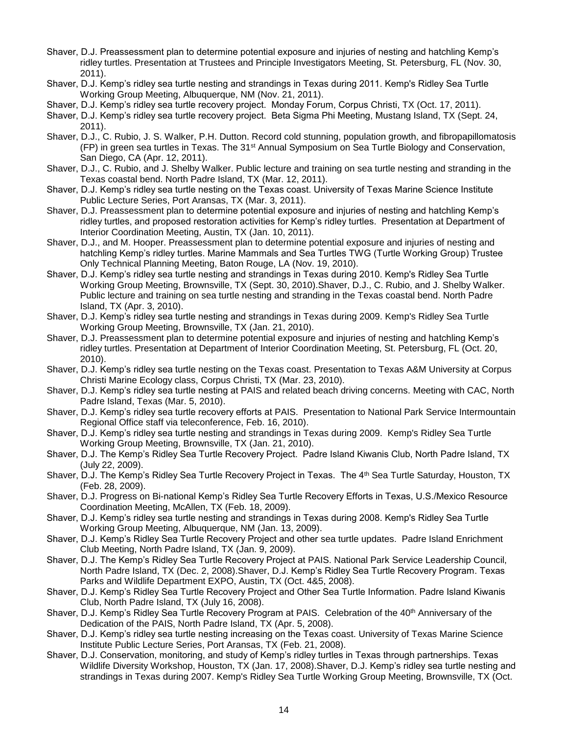Shaver, D.J. Preassessment plan to determine potential exposure and injuries of nesting and hatchling Kemp's ridley turtles. Presentation at Trustees and Principle Investigators Meeting, St. Petersburg, FL (Nov. 30, 2011).

Shaver, D.J. Kemp's ridley sea turtle nesting and strandings in Texas during 2011. Kemp's Ridley Sea Turtle Working Group Meeting, Albuquerque, NM (Nov. 21, 2011).

Shaver, D.J. Kemp's ridley sea turtle recovery project. Monday Forum, Corpus Christi, TX (Oct. 17, 2011).

Shaver, D.J. Kemp's ridley sea turtle recovery project. Beta Sigma Phi Meeting, Mustang Island, TX (Sept. 24, 2011).

Shaver, D.J., C. Rubio, J. S. Walker, P.H. Dutton. Record cold stunning, population growth, and fibropapillomatosis (FP) in green sea turtles in Texas. The 31st Annual Symposium on Sea Turtle Biology and Conservation, San Diego, CA (Apr. 12, 2011).

Shaver, D.J., C. Rubio, and J. Shelby Walker. Public lecture and training on sea turtle nesting and stranding in the Texas coastal bend. North Padre Island, TX (Mar. 12, 2011).

Shaver, D.J. Kemp's ridley sea turtle nesting on the Texas coast. University of Texas Marine Science Institute Public Lecture Series, Port Aransas, TX (Mar. 3, 2011).

Shaver, D.J. Preassessment plan to determine potential exposure and injuries of nesting and hatchling Kemp's ridley turtles, and proposed restoration activities for Kemp's ridley turtles. Presentation at Department of Interior Coordination Meeting, Austin, TX (Jan. 10, 2011).

Shaver, D.J., and M. Hooper. Preassessment plan to determine potential exposure and injuries of nesting and hatchling Kemp's ridley turtles. Marine Mammals and Sea Turtles TWG (Turtle Working Group) Trustee Only Technical Planning Meeting, Baton Rouge, LA (Nov. 19, 2010).

Shaver, D.J. Kemp's ridley sea turtle nesting and strandings in Texas during 2010. Kemp's Ridley Sea Turtle Working Group Meeting, Brownsville, TX (Sept. 30, 2010).Shaver, D.J., C. Rubio, and J. Shelby Walker. Public lecture and training on sea turtle nesting and stranding in the Texas coastal bend. North Padre Island, TX (Apr. 3, 2010).

Shaver, D.J. Kemp's ridley sea turtle nesting and strandings in Texas during 2009. Kemp's Ridley Sea Turtle Working Group Meeting, Brownsville, TX (Jan. 21, 2010).

Shaver, D.J. Preassessment plan to determine potential exposure and injuries of nesting and hatchling Kemp's ridley turtles. Presentation at Department of Interior Coordination Meeting, St. Petersburg, FL (Oct. 20, 2010).

Shaver, D.J. Kemp's ridley sea turtle nesting on the Texas coast. Presentation to Texas A&M University at Corpus Christi Marine Ecology class, Corpus Christi, TX (Mar. 23, 2010).

Shaver, D.J. Kemp's ridley sea turtle nesting at PAIS and related beach driving concerns. Meeting with CAC, North Padre Island, Texas (Mar. 5, 2010).

Shaver, D.J. Kemp's ridley sea turtle recovery efforts at PAIS. Presentation to National Park Service Intermountain Regional Office staff via teleconference, Feb. 16, 2010).

Shaver, D.J. Kemp's ridley sea turtle nesting and strandings in Texas during 2009. Kemp's Ridley Sea Turtle Working Group Meeting, Brownsville, TX (Jan. 21, 2010).

Shaver, D.J. The Kemp's Ridley Sea Turtle Recovery Project. Padre Island Kiwanis Club, North Padre Island, TX (July 22, 2009).

Shaver, D.J. The Kemp's Ridley Sea Turtle Recovery Project in Texas. The 4th Sea Turtle Saturday, Houston, TX (Feb. 28, 2009).

Shaver, D.J. Progress on Bi-national Kemp's Ridley Sea Turtle Recovery Efforts in Texas, U.S./Mexico Resource Coordination Meeting, McAllen, TX (Feb. 18, 2009).

Shaver, D.J. Kemp's ridley sea turtle nesting and strandings in Texas during 2008. Kemp's Ridley Sea Turtle Working Group Meeting, Albuquerque, NM (Jan. 13, 2009).

Shaver, D.J. Kemp's Ridley Sea Turtle Recovery Project and other sea turtle updates. Padre Island Enrichment Club Meeting, North Padre Island, TX (Jan. 9, 2009).

Shaver, D.J. The Kemp's Ridley Sea Turtle Recovery Project at PAIS. National Park Service Leadership Council, North Padre Island, TX (Dec. 2, 2008).Shaver, D.J. Kemp's Ridley Sea Turtle Recovery Program. Texas Parks and Wildlife Department EXPO, Austin, TX (Oct. 4&5, 2008).

Shaver, D.J. Kemp's Ridley Sea Turtle Recovery Project and Other Sea Turtle Information. Padre Island Kiwanis Club, North Padre Island, TX (July 16, 2008).

Shaver, D.J. Kemp's Ridley Sea Turtle Recovery Program at PAIS. Celebration of the 40th Anniversary of the Dedication of the PAIS, North Padre Island, TX (Apr. 5, 2008).

Shaver, D.J. Kemp's ridley sea turtle nesting increasing on the Texas coast. University of Texas Marine Science Institute Public Lecture Series, Port Aransas, TX (Feb. 21, 2008).

Shaver, D.J. Conservation, monitoring, and study of Kemp's ridley turtles in Texas through partnerships. Texas Wildlife Diversity Workshop, Houston, TX (Jan. 17, 2008).Shaver, D.J. Kemp's ridley sea turtle nesting and strandings in Texas during 2007. Kemp's Ridley Sea Turtle Working Group Meeting, Brownsville, TX (Oct.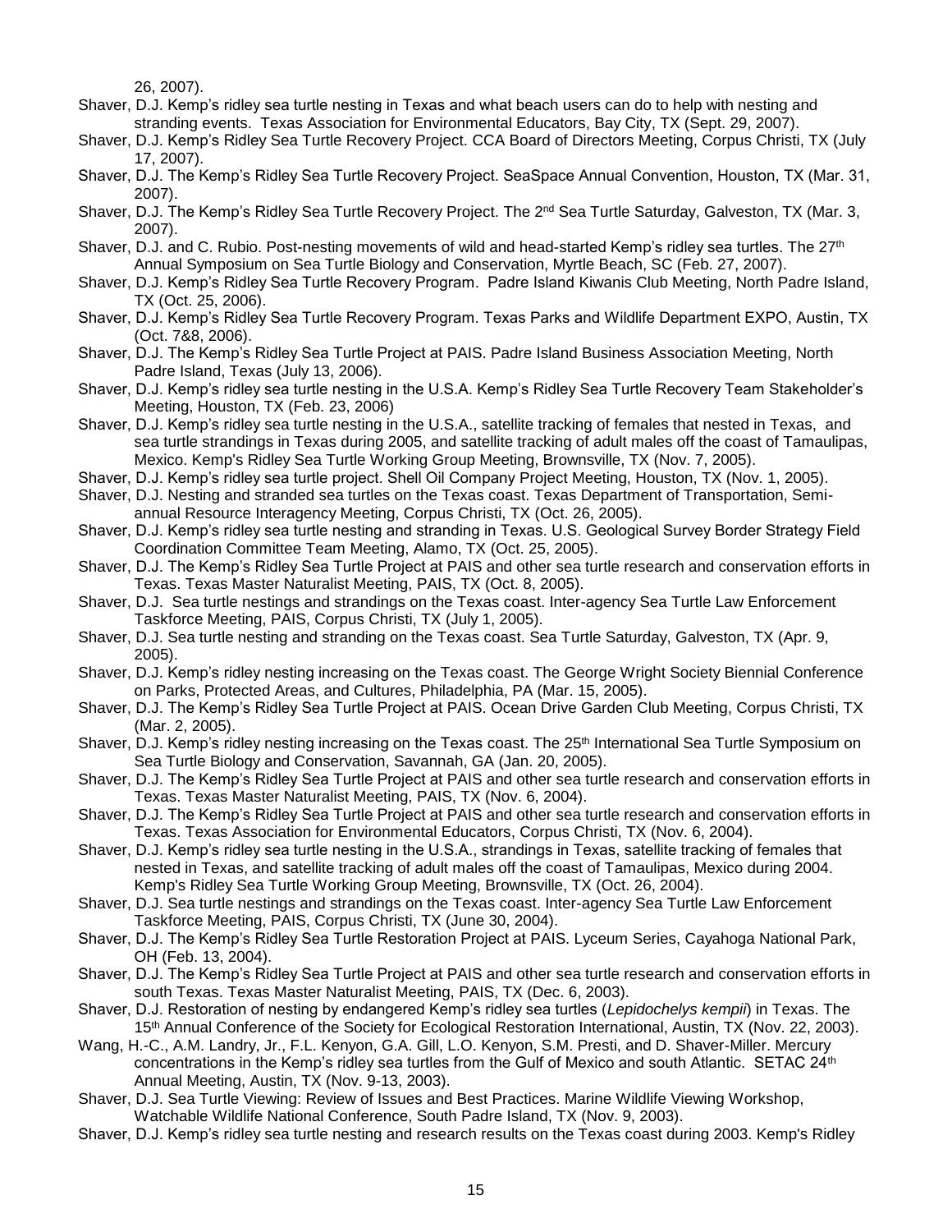26, 2007).

Shaver, D.J. Kemp's ridley sea turtle nesting in Texas and what beach users can do to help with nesting and stranding events. Texas Association for Environmental Educators, Bay City, TX (Sept. 29, 2007).

Shaver, D.J. Kemp's Ridley Sea Turtle Recovery Project. CCA Board of Directors Meeting, Corpus Christi, TX (July 17, 2007).

Shaver, D.J. The Kemp's Ridley Sea Turtle Recovery Project. SeaSpace Annual Convention, Houston, TX (Mar. 31, 2007).

Shaver, D.J. The Kemp's Ridley Sea Turtle Recovery Project. The 2nd Sea Turtle Saturday, Galveston, TX (Mar. 3, 2007).

Shaver, D.J. and C. Rubio. Post-nesting movements of wild and head-started Kemp's ridley sea turtles. The 27th Annual Symposium on Sea Turtle Biology and Conservation, Myrtle Beach, SC (Feb. 27, 2007).

Shaver, D.J. Kemp's Ridley Sea Turtle Recovery Program. Padre Island Kiwanis Club Meeting, North Padre Island, TX (Oct. 25, 2006).

Shaver, D.J. Kemp's Ridley Sea Turtle Recovery Program. Texas Parks and Wildlife Department EXPO, Austin, TX (Oct. 7&8, 2006).

Shaver, D.J. The Kemp's Ridley Sea Turtle Project at PAIS. Padre Island Business Association Meeting, North Padre Island, Texas (July 13, 2006).

Shaver, D.J. Kemp's ridley sea turtle nesting in the U.S.A. Kemp's Ridley Sea Turtle Recovery Team Stakeholder's Meeting, Houston, TX (Feb. 23, 2006)

Shaver, D.J. Kemp's ridley sea turtle nesting in the U.S.A., satellite tracking of females that nested in Texas, and sea turtle strandings in Texas during 2005, and satellite tracking of adult males off the coast of Tamaulipas, Mexico. Kemp's Ridley Sea Turtle Working Group Meeting, Brownsville, TX (Nov. 7, 2005).

Shaver, D.J. Kemp's ridley sea turtle project. Shell Oil Company Project Meeting, Houston, TX (Nov. 1, 2005).

Shaver, D.J. Nesting and stranded sea turtles on the Texas coast. Texas Department of Transportation, Semi-annual Resource Interagency Meeting, Corpus Christi, TX (Oct. 26, 2005).

Shaver, D.J. Kemp's ridley sea turtle nesting and stranding in Texas. U.S. Geological Survey Border Strategy Field Coordination Committee Team Meeting, Alamo, TX (Oct. 25, 2005).

Shaver, D.J. The Kemp's Ridley Sea Turtle Project at PAIS and other sea turtle research and conservation efforts in Texas. Texas Master Naturalist Meeting, PAIS, TX (Oct. 8, 2005).

Shaver, D.J. Sea turtle nestings and strandings on the Texas coast. Inter-agency Sea Turtle Law Enforcement Taskforce Meeting, PAIS, Corpus Christi, TX (July 1, 2005).

Shaver, D.J. Sea turtle nesting and stranding on the Texas coast. Sea Turtle Saturday, Galveston, TX (Apr. 9, 2005).

Shaver, D.J. Kemp's ridley nesting increasing on the Texas coast. The George Wright Society Biennial Conference on Parks, Protected Areas, and Cultures, Philadelphia, PA (Mar. 15, 2005).

Shaver, D.J. The Kemp's Ridley Sea Turtle Project at PAIS. Ocean Drive Garden Club Meeting, Corpus Christi, TX (Mar. 2, 2005).

Shaver, D.J. Kemp's ridley nesting increasing on the Texas coast. The 25th International Sea Turtle Symposium on Sea Turtle Biology and Conservation, Savannah, GA (Jan. 20, 2005).

Shaver, D.J. The Kemp's Ridley Sea Turtle Project at PAIS and other sea turtle research and conservation efforts in Texas. Texas Master Naturalist Meeting, PAIS, TX (Nov. 6, 2004).

Shaver, D.J. The Kemp's Ridley Sea Turtle Project at PAIS and other sea turtle research and conservation efforts in Texas. Texas Association for Environmental Educators, Corpus Christi, TX (Nov. 6, 2004).

Shaver, D.J. Kemp's ridley sea turtle nesting in the U.S.A., strandings in Texas, satellite tracking of females that nested in Texas, and satellite tracking of adult males off the coast of Tamaulipas, Mexico during 2004. Kemp's Ridley Sea Turtle Working Group Meeting, Brownsville, TX (Oct. 26, 2004).

Shaver, D.J. Sea turtle nestings and strandings on the Texas coast. Inter-agency Sea Turtle Law Enforcement Taskforce Meeting, PAIS, Corpus Christi, TX (June 30, 2004).

Shaver, D.J. The Kemp's Ridley Sea Turtle Restoration Project at PAIS. Lyceum Series, Cayahoga National Park, OH (Feb. 13, 2004).

Shaver, D.J. The Kemp's Ridley Sea Turtle Project at PAIS and other sea turtle research and conservation efforts in south Texas. Texas Master Naturalist Meeting, PAIS, TX (Dec. 6, 2003).

Shaver, D.J. Restoration of nesting by endangered Kemp's ridley sea turtles (*Lepidochelys kempii*) in Texas. The 15th Annual Conference of the Society for Ecological Restoration International, Austin, TX (Nov. 22, 2003).

Wang, H.-C., A.M. Landry, Jr., F.L. Kenyon, G.A. Gill, L.O. Kenyon, S.M. Presti, and D. Shaver-Miller. Mercury concentrations in the Kemp's ridley sea turtles from the Gulf of Mexico and south Atlantic. SETAC 24th Annual Meeting, Austin, TX (Nov. 9-13, 2003).

Shaver, D.J. Sea Turtle Viewing: Review of Issues and Best Practices. Marine Wildlife Viewing Workshop, Watchable Wildlife National Conference, South Padre Island, TX (Nov. 9, 2003).

Shaver, D.J. Kemp's ridley sea turtle nesting and research results on the Texas coast during 2003. Kemp's Ridley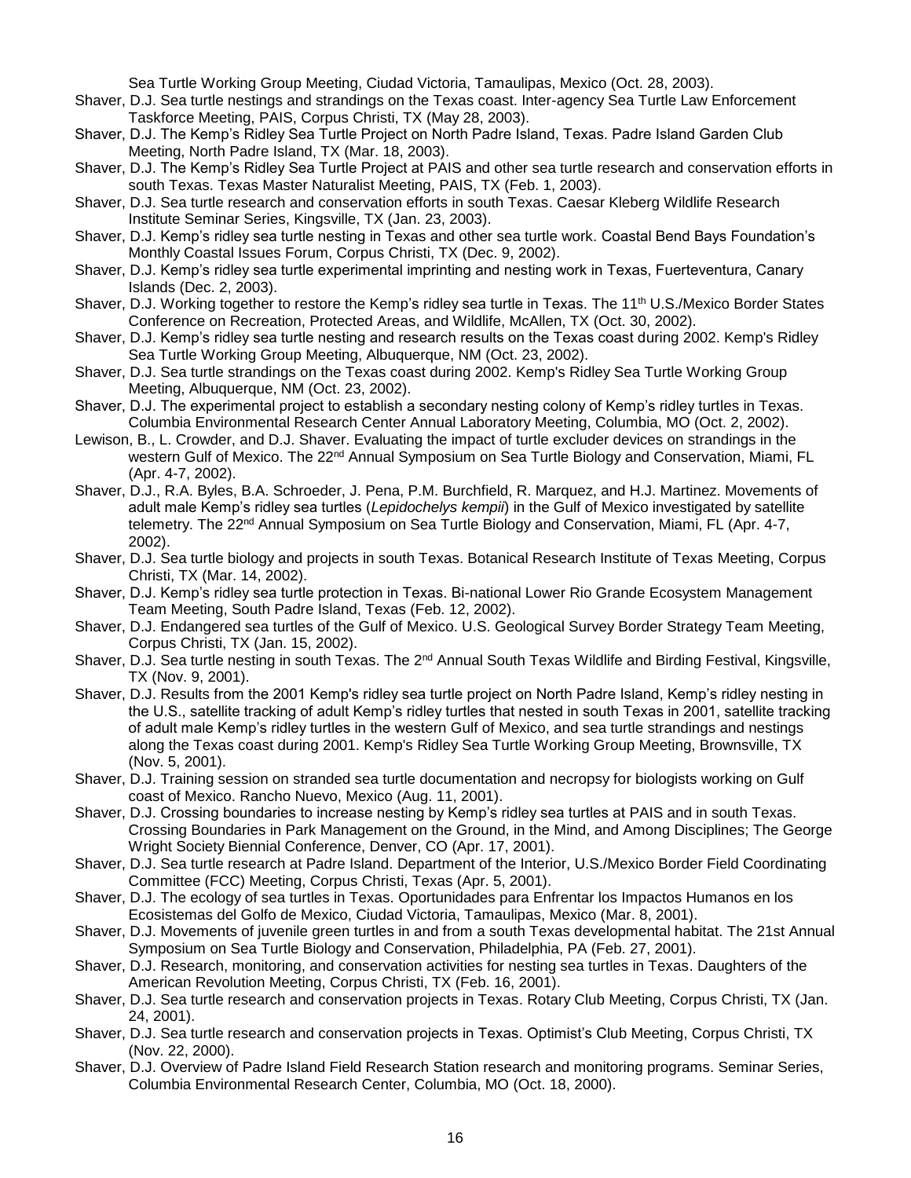Sea Turtle Working Group Meeting, Ciudad Victoria, Tamaulipas, Mexico (Oct. 28, 2003).

Shaver, D.J. Sea turtle nestings and strandings on the Texas coast. Inter-agency Sea Turtle Law Enforcement Taskforce Meeting, PAIS, Corpus Christi, TX (May 28, 2003).

Shaver, D.J. The Kemp's Ridley Sea Turtle Project on North Padre Island, Texas. Padre Island Garden Club Meeting, North Padre Island, TX (Mar. 18, 2003).

Shaver, D.J. The Kemp's Ridley Sea Turtle Project at PAIS and other sea turtle research and conservation efforts in south Texas. Texas Master Naturalist Meeting, PAIS, TX (Feb. 1, 2003).

Shaver, D.J. Sea turtle research and conservation efforts in south Texas. Caesar Kleberg Wildlife Research Institute Seminar Series, Kingsville, TX (Jan. 23, 2003).

Shaver, D.J. Kemp's ridley sea turtle nesting in Texas and other sea turtle work. Coastal Bend Bays Foundation's Monthly Coastal Issues Forum, Corpus Christi, TX (Dec. 9, 2002).

Shaver, D.J. Kemp's ridley sea turtle experimental imprinting and nesting work in Texas, Fuerteventura, Canary Islands (Dec. 2, 2003).

Shaver, D.J. Working together to restore the Kemp's ridley sea turtle in Texas. The 11th U.S./Mexico Border States Conference on Recreation, Protected Areas, and Wildlife, McAllen, TX (Oct. 30, 2002).

Shaver, D.J. Kemp's ridley sea turtle nesting and research results on the Texas coast during 2002. Kemp's Ridley Sea Turtle Working Group Meeting, Albuquerque, NM (Oct. 23, 2002).

Shaver, D.J. Sea turtle strandings on the Texas coast during 2002. Kemp's Ridley Sea Turtle Working Group Meeting, Albuquerque, NM (Oct. 23, 2002).

Shaver, D.J. The experimental project to establish a secondary nesting colony of Kemp's ridley turtles in Texas. Columbia Environmental Research Center Annual Laboratory Meeting, Columbia, MO (Oct. 2, 2002).

Lewison, B., L. Crowder, and D.J. Shaver. Evaluating the impact of turtle excluder devices on strandings in the western Gulf of Mexico. The 22nd Annual Symposium on Sea Turtle Biology and Conservation, Miami, FL (Apr. 4-7, 2002).

Shaver, D.J., R.A. Byles, B.A. Schroeder, J. Pena, P.M. Burchfield, R. Marquez, and H.J. Martinez. Movements of adult male Kemp's ridley sea turtles (*Lepidochelys kempii*) in the Gulf of Mexico investigated by satellite telemetry. The 22nd Annual Symposium on Sea Turtle Biology and Conservation, Miami, FL (Apr. 4-7, 2002).

Shaver, D.J. Sea turtle biology and projects in south Texas. Botanical Research Institute of Texas Meeting, Corpus Christi, TX (Mar. 14, 2002).

Shaver, D.J. Kemp's ridley sea turtle protection in Texas. Bi-national Lower Rio Grande Ecosystem Management Team Meeting, South Padre Island, Texas (Feb. 12, 2002).

Shaver, D.J. Endangered sea turtles of the Gulf of Mexico. U.S. Geological Survey Border Strategy Team Meeting, Corpus Christi, TX (Jan. 15, 2002).

Shaver, D.J. Sea turtle nesting in south Texas. The 2nd Annual South Texas Wildlife and Birding Festival, Kingsville, TX (Nov. 9, 2001).

Shaver, D.J. Results from the 2001 Kemp's ridley sea turtle project on North Padre Island, Kemp's ridley nesting in the U.S., satellite tracking of adult Kemp's ridley turtles that nested in south Texas in 2001, satellite tracking of adult male Kemp's ridley turtles in the western Gulf of Mexico, and sea turtle strandings and nestings along the Texas coast during 2001. Kemp's Ridley Sea Turtle Working Group Meeting, Brownsville, TX (Nov. 5, 2001).

Shaver, D.J. Training session on stranded sea turtle documentation and necropsy for biologists working on Gulf coast of Mexico. Rancho Nuevo, Mexico (Aug. 11, 2001).

Shaver, D.J. Crossing boundaries to increase nesting by Kemp's ridley sea turtles at PAIS and in south Texas. Crossing Boundaries in Park Management on the Ground, in the Mind, and Among Disciplines; The George Wright Society Biennial Conference, Denver, CO (Apr. 17, 2001).

Shaver, D.J. Sea turtle research at Padre Island. Department of the Interior, U.S./Mexico Border Field Coordinating Committee (FCC) Meeting, Corpus Christi, Texas (Apr. 5, 2001).

Shaver, D.J. The ecology of sea turtles in Texas. Oportunidades para Enfrentar los Impactos Humanos en los Ecosistemas del Golfo de Mexico, Ciudad Victoria, Tamaulipas, Mexico (Mar. 8, 2001).

Shaver, D.J. Movements of juvenile green turtles in and from a south Texas developmental habitat. The 21st Annual Symposium on Sea Turtle Biology and Conservation, Philadelphia, PA (Feb. 27, 2001).

Shaver, D.J. Research, monitoring, and conservation activities for nesting sea turtles in Texas. Daughters of the American Revolution Meeting, Corpus Christi, TX (Feb. 16, 2001).

Shaver, D.J. Sea turtle research and conservation projects in Texas. Rotary Club Meeting, Corpus Christi, TX (Jan. 24, 2001).

Shaver, D.J. Sea turtle research and conservation projects in Texas. Optimist's Club Meeting, Corpus Christi, TX (Nov. 22, 2000).

Shaver, D.J. Overview of Padre Island Field Research Station research and monitoring programs. Seminar Series, Columbia Environmental Research Center, Columbia, MO (Oct. 18, 2000).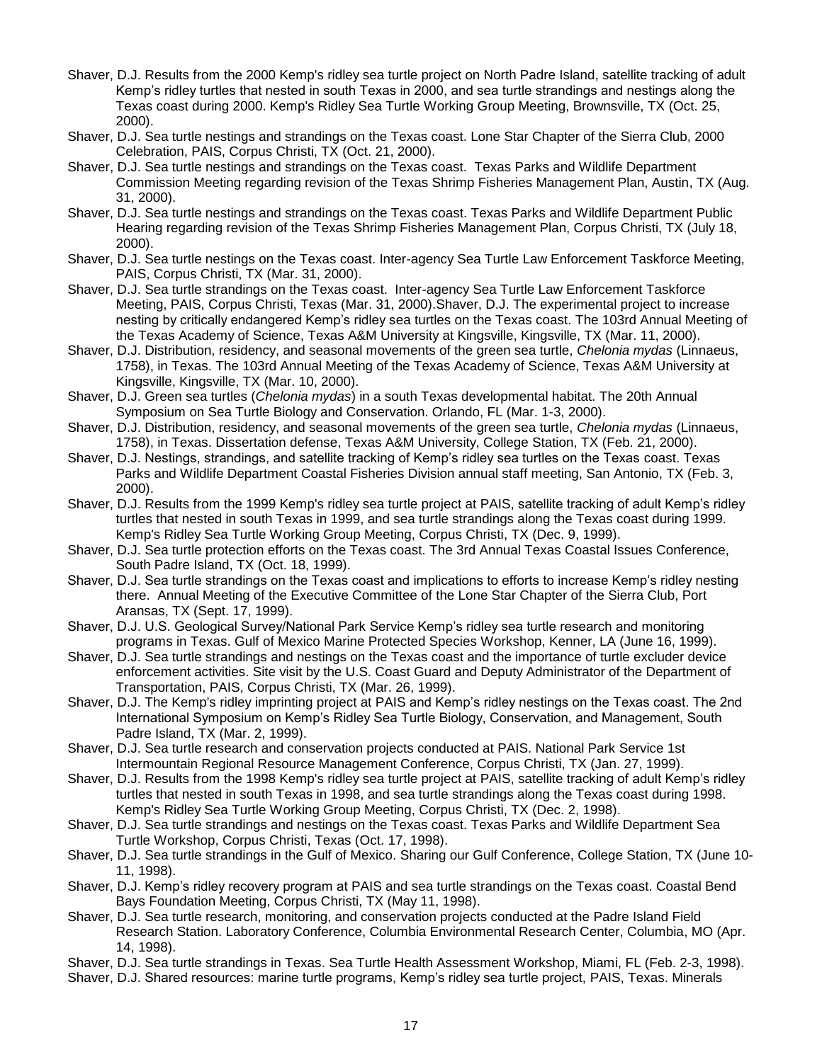Shaver, D.J. Results from the 2000 Kemp's ridley sea turtle project on North Padre Island, satellite tracking of adult Kemp's ridley turtles that nested in south Texas in 2000, and sea turtle strandings and nestings along the Texas coast during 2000. Kemp's Ridley Sea Turtle Working Group Meeting, Brownsville, TX (Oct. 25, 2000).

Shaver, D.J. Sea turtle nestings and strandings on the Texas coast. Lone Star Chapter of the Sierra Club, 2000 Celebration, PAIS, Corpus Christi, TX (Oct. 21, 2000).

Shaver, D.J. Sea turtle nestings and strandings on the Texas coast. Texas Parks and Wildlife Department Commission Meeting regarding revision of the Texas Shrimp Fisheries Management Plan, Austin, TX (Aug. 31, 2000).

Shaver, D.J. Sea turtle nestings and strandings on the Texas coast. Texas Parks and Wildlife Department Public Hearing regarding revision of the Texas Shrimp Fisheries Management Plan, Corpus Christi, TX (July 18, 2000).

Shaver, D.J. Sea turtle nestings on the Texas coast. Inter-agency Sea Turtle Law Enforcement Taskforce Meeting, PAIS, Corpus Christi, TX (Mar. 31, 2000).

Shaver, D.J. Sea turtle strandings on the Texas coast. Inter-agency Sea Turtle Law Enforcement Taskforce Meeting, PAIS, Corpus Christi, Texas (Mar. 31, 2000).Shaver, D.J. The experimental project to increase nesting by critically endangered Kemp's ridley sea turtles on the Texas coast. The 103rd Annual Meeting of the Texas Academy of Science, Texas A&M University at Kingsville, Kingsville, TX (Mar. 11, 2000).

Shaver, D.J. Distribution, residency, and seasonal movements of the green sea turtle, *Chelonia mydas* (Linnaeus, 1758), in Texas. The 103rd Annual Meeting of the Texas Academy of Science, Texas A&M University at Kingsville, Kingsville, TX (Mar. 10, 2000).

Shaver, D.J. Green sea turtles (*Chelonia mydas*) in a south Texas developmental habitat. The 20th Annual Symposium on Sea Turtle Biology and Conservation. Orlando, FL (Mar. 1-3, 2000).

Shaver, D.J. Distribution, residency, and seasonal movements of the green sea turtle, *Chelonia mydas* (Linnaeus, 1758), in Texas. Dissertation defense, Texas A&M University, College Station, TX (Feb. 21, 2000).

Shaver, D.J. Nestings, strandings, and satellite tracking of Kemp's ridley sea turtles on the Texas coast. Texas Parks and Wildlife Department Coastal Fisheries Division annual staff meeting, San Antonio, TX (Feb. 3, 2000).

Shaver, D.J. Results from the 1999 Kemp's ridley sea turtle project at PAIS, satellite tracking of adult Kemp's ridley turtles that nested in south Texas in 1999, and sea turtle strandings along the Texas coast during 1999. Kemp's Ridley Sea Turtle Working Group Meeting, Corpus Christi, TX (Dec. 9, 1999).

Shaver, D.J. Sea turtle protection efforts on the Texas coast. The 3rd Annual Texas Coastal Issues Conference, South Padre Island, TX (Oct. 18, 1999).

Shaver, D.J. Sea turtle strandings on the Texas coast and implications to efforts to increase Kemp's ridley nesting there. Annual Meeting of the Executive Committee of the Lone Star Chapter of the Sierra Club, Port Aransas, TX (Sept. 17, 1999).

Shaver, D.J. U.S. Geological Survey/National Park Service Kemp's ridley sea turtle research and monitoring programs in Texas. Gulf of Mexico Marine Protected Species Workshop, Kenner, LA (June 16, 1999).

Shaver, D.J. Sea turtle strandings and nestings on the Texas coast and the importance of turtle excluder device enforcement activities. Site visit by the U.S. Coast Guard and Deputy Administrator of the Department of Transportation, PAIS, Corpus Christi, TX (Mar. 26, 1999).

Shaver, D.J. The Kemp's ridley imprinting project at PAIS and Kemp's ridley nestings on the Texas coast. The 2nd International Symposium on Kemp's Ridley Sea Turtle Biology, Conservation, and Management, South Padre Island, TX (Mar. 2, 1999).

Shaver, D.J. Sea turtle research and conservation projects conducted at PAIS. National Park Service 1st Intermountain Regional Resource Management Conference, Corpus Christi, TX (Jan. 27, 1999).

Shaver, D.J. Results from the 1998 Kemp's ridley sea turtle project at PAIS, satellite tracking of adult Kemp's ridley turtles that nested in south Texas in 1998, and sea turtle strandings along the Texas coast during 1998. Kemp's Ridley Sea Turtle Working Group Meeting, Corpus Christi, TX (Dec. 2, 1998).

Shaver, D.J. Sea turtle strandings and nestings on the Texas coast. Texas Parks and Wildlife Department Sea Turtle Workshop, Corpus Christi, Texas (Oct. 17, 1998).

Shaver, D.J. Sea turtle strandings in the Gulf of Mexico. Sharing our Gulf Conference, College Station, TX (June 10-11, 1998).

Shaver, D.J. Kemp's ridley recovery program at PAIS and sea turtle strandings on the Texas coast. Coastal Bend Bays Foundation Meeting, Corpus Christi, TX (May 11, 1998).

Shaver, D.J. Sea turtle research, monitoring, and conservation projects conducted at the Padre Island Field Research Station. Laboratory Conference, Columbia Environmental Research Center, Columbia, MO (Apr. 14, 1998).

Shaver, D.J. Sea turtle strandings in Texas. Sea Turtle Health Assessment Workshop, Miami, FL (Feb. 2-3, 1998).

Shaver, D.J. Shared resources: marine turtle programs, Kemp's ridley sea turtle project, PAIS, Texas. Minerals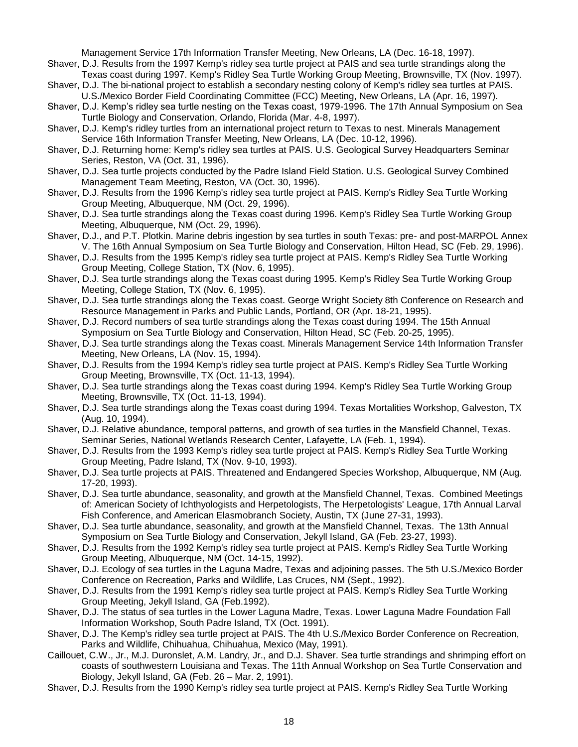Management Service 17th Information Transfer Meeting, New Orleans, LA (Dec. 16-18, 1997).

Shaver, D.J. Results from the 1997 Kemp's ridley sea turtle project at PAIS and sea turtle strandings along the Texas coast during 1997. Kemp's Ridley Sea Turtle Working Group Meeting, Brownsville, TX (Nov. 1997).

Shaver, D.J. The bi-national project to establish a secondary nesting colony of Kemp's ridley sea turtles at PAIS. U.S./Mexico Border Field Coordinating Committee (FCC) Meeting, New Orleans, LA (Apr. 16, 1997).

Shaver, D.J. Kemp's ridley sea turtle nesting on the Texas coast, 1979-1996. The 17th Annual Symposium on Sea Turtle Biology and Conservation, Orlando, Florida (Mar. 4-8, 1997).

Shaver, D.J. Kemp's ridley turtles from an international project return to Texas to nest. Minerals Management Service 16th Information Transfer Meeting, New Orleans, LA (Dec. 10-12, 1996).

Shaver, D.J. Returning home: Kemp's ridley sea turtles at PAIS. U.S. Geological Survey Headquarters Seminar Series, Reston, VA (Oct. 31, 1996).

Shaver, D.J. Sea turtle projects conducted by the Padre Island Field Station. U.S. Geological Survey Combined Management Team Meeting, Reston, VA (Oct. 30, 1996).

Shaver, D.J. Results from the 1996 Kemp's ridley sea turtle project at PAIS. Kemp's Ridley Sea Turtle Working Group Meeting, Albuquerque, NM (Oct. 29, 1996).

Shaver, D.J. Sea turtle strandings along the Texas coast during 1996. Kemp's Ridley Sea Turtle Working Group Meeting, Albuquerque, NM (Oct. 29, 1996).

Shaver, D.J., and P.T. Plotkin. Marine debris ingestion by sea turtles in south Texas: pre- and post-MARPOL Annex V. The 16th Annual Symposium on Sea Turtle Biology and Conservation, Hilton Head, SC (Feb. 29, 1996).

Shaver, D.J. Results from the 1995 Kemp's ridley sea turtle project at PAIS. Kemp's Ridley Sea Turtle Working Group Meeting, College Station, TX (Nov. 6, 1995).

Shaver, D.J. Sea turtle strandings along the Texas coast during 1995. Kemp's Ridley Sea Turtle Working Group Meeting, College Station, TX (Nov. 6, 1995).

Shaver, D.J. Sea turtle strandings along the Texas coast. George Wright Society 8th Conference on Research and Resource Management in Parks and Public Lands, Portland, OR (Apr. 18-21, 1995).

Shaver, D.J. Record numbers of sea turtle strandings along the Texas coast during 1994. The 15th Annual Symposium on Sea Turtle Biology and Conservation, Hilton Head, SC (Feb. 20-25, 1995).

Shaver, D.J. Sea turtle strandings along the Texas coast. Minerals Management Service 14th Information Transfer Meeting, New Orleans, LA (Nov. 15, 1994).

Shaver, D.J. Results from the 1994 Kemp's ridley sea turtle project at PAIS. Kemp's Ridley Sea Turtle Working Group Meeting, Brownsville, TX (Oct. 11-13, 1994).

Shaver, D.J. Sea turtle strandings along the Texas coast during 1994. Kemp's Ridley Sea Turtle Working Group Meeting, Brownsville, TX (Oct. 11-13, 1994).

Shaver, D.J. Sea turtle strandings along the Texas coast during 1994. Texas Mortalities Workshop, Galveston, TX (Aug. 10, 1994).

Shaver, D.J. Relative abundance, temporal patterns, and growth of sea turtles in the Mansfield Channel, Texas. Seminar Series, National Wetlands Research Center, Lafayette, LA (Feb. 1, 1994).

Shaver, D.J. Results from the 1993 Kemp's ridley sea turtle project at PAIS. Kemp's Ridley Sea Turtle Working Group Meeting, Padre Island, TX (Nov. 9-10, 1993).

Shaver, D.J. Sea turtle projects at PAIS. Threatened and Endangered Species Workshop, Albuquerque, NM (Aug. 17-20, 1993).

Shaver, D.J. Sea turtle abundance, seasonality, and growth at the Mansfield Channel, Texas. Combined Meetings of: American Society of Ichthyologists and Herpetologists, The Herpetologists' League, 17th Annual Larval Fish Conference, and American Elasmobranch Society, Austin, TX (June 27-31, 1993).

Shaver, D.J. Sea turtle abundance, seasonality, and growth at the Mansfield Channel, Texas. The 13th Annual Symposium on Sea Turtle Biology and Conservation, Jekyll Island, GA (Feb. 23-27, 1993).

Shaver, D.J. Results from the 1992 Kemp's ridley sea turtle project at PAIS. Kemp's Ridley Sea Turtle Working Group Meeting, Albuquerque, NM (Oct. 14-15, 1992).

Shaver, D.J. Ecology of sea turtles in the Laguna Madre, Texas and adjoining passes. The 5th U.S./Mexico Border Conference on Recreation, Parks and Wildlife, Las Cruces, NM (Sept., 1992).

Shaver, D.J. Results from the 1991 Kemp's ridley sea turtle project at PAIS. Kemp's Ridley Sea Turtle Working Group Meeting, Jekyll Island, GA (Feb.1992).

Shaver, D.J. The status of sea turtles in the Lower Laguna Madre, Texas. Lower Laguna Madre Foundation Fall Information Workshop, South Padre Island, TX (Oct. 1991).

Shaver, D.J. The Kemp's ridley sea turtle project at PAIS. The 4th U.S./Mexico Border Conference on Recreation, Parks and Wildlife, Chihuahua, Chihuahua, Mexico (May, 1991).

Caillouet, C.W., Jr., M.J. Duronslet, A.M. Landry, Jr., and D.J. Shaver. Sea turtle strandings and shrimping effort on coasts of southwestern Louisiana and Texas. The 11th Annual Workshop on Sea Turtle Conservation and Biology, Jekyll Island, GA (Feb. 26 – Mar. 2, 1991).

Shaver, D.J. Results from the 1990 Kemp's ridley sea turtle project at PAIS. Kemp's Ridley Sea Turtle Working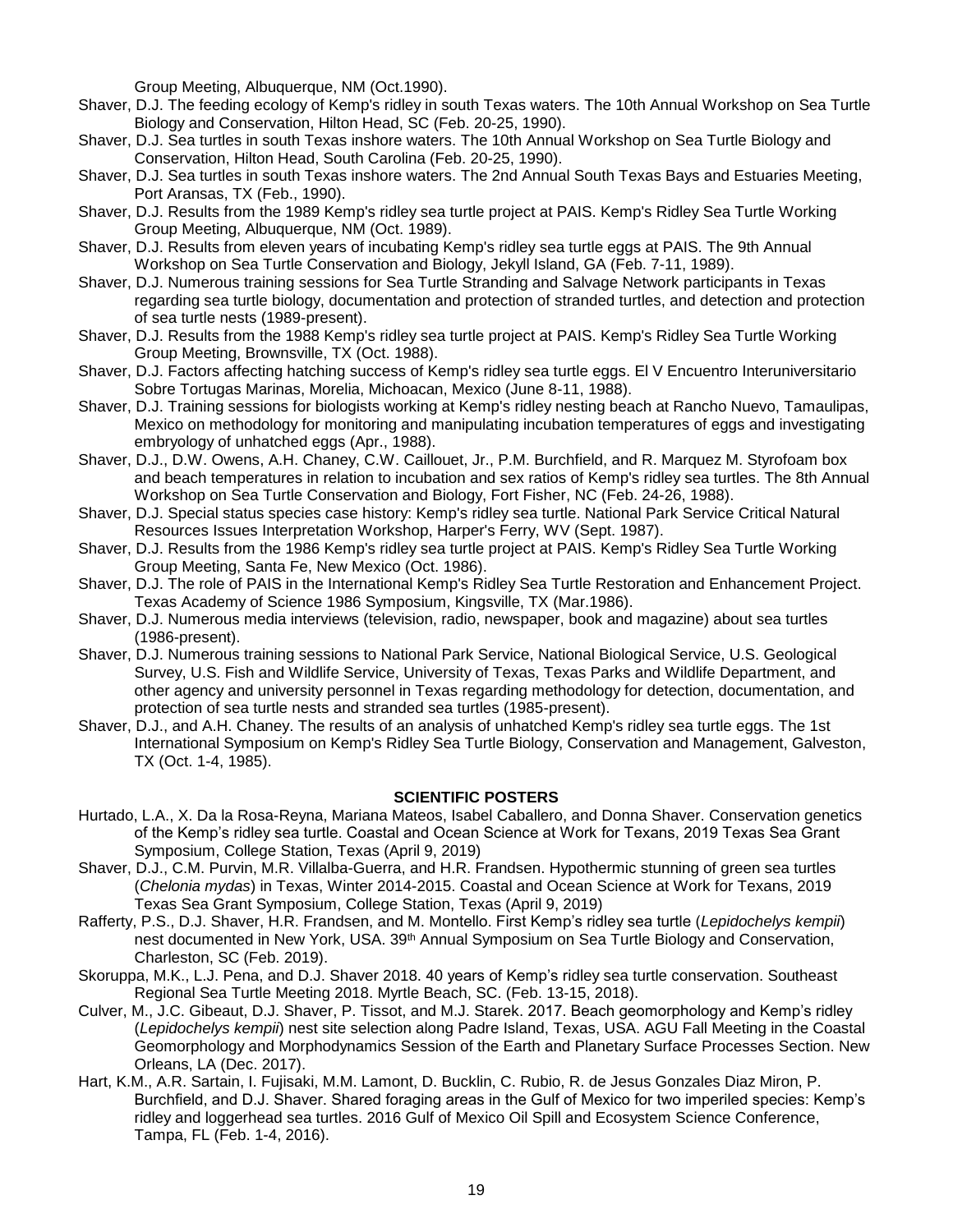Group Meeting, Albuquerque, NM (Oct.1990).

Shaver, D.J. The feeding ecology of Kemp's ridley in south Texas waters. The 10th Annual Workshop on Sea Turtle Biology and Conservation, Hilton Head, SC (Feb. 20-25, 1990).

Shaver, D.J. Sea turtles in south Texas inshore waters. The 10th Annual Workshop on Sea Turtle Biology and Conservation, Hilton Head, South Carolina (Feb. 20-25, 1990).

Shaver, D.J. Sea turtles in south Texas inshore waters. The 2nd Annual South Texas Bays and Estuaries Meeting, Port Aransas, TX (Feb., 1990).

Shaver, D.J. Results from the 1989 Kemp's ridley sea turtle project at PAIS. Kemp's Ridley Sea Turtle Working Group Meeting, Albuquerque, NM (Oct. 1989).

Shaver, D.J. Results from eleven years of incubating Kemp's ridley sea turtle eggs at PAIS. The 9th Annual Workshop on Sea Turtle Conservation and Biology, Jekyll Island, GA (Feb. 7-11, 1989).

Shaver, D.J. Numerous training sessions for Sea Turtle Stranding and Salvage Network participants in Texas regarding sea turtle biology, documentation and protection of stranded turtles, and detection and protection of sea turtle nests (1989-present).

Shaver, D.J. Results from the 1988 Kemp's ridley sea turtle project at PAIS. Kemp's Ridley Sea Turtle Working Group Meeting, Brownsville, TX (Oct. 1988).

Shaver, D.J. Factors affecting hatching success of Kemp's ridley sea turtle eggs. El V Encuentro Interuniversitario Sobre Tortugas Marinas, Morelia, Michoacan, Mexico (June 8-11, 1988).

Shaver, D.J. Training sessions for biologists working at Kemp's ridley nesting beach at Rancho Nuevo, Tamaulipas, Mexico on methodology for monitoring and manipulating incubation temperatures of eggs and investigating embryology of unhatched eggs (Apr., 1988).

Shaver, D.J., D.W. Owens, A.H. Chaney, C.W. Caillouet, Jr., P.M. Burchfield, and R. Marquez M. Styrofoam box and beach temperatures in relation to incubation and sex ratios of Kemp's ridley sea turtles. The 8th Annual Workshop on Sea Turtle Conservation and Biology, Fort Fisher, NC (Feb. 24-26, 1988).

Shaver, D.J. Special status species case history: Kemp's ridley sea turtle. National Park Service Critical Natural Resources Issues Interpretation Workshop, Harper's Ferry, WV (Sept. 1987).

Shaver, D.J. Results from the 1986 Kemp's ridley sea turtle project at PAIS. Kemp's Ridley Sea Turtle Working Group Meeting, Santa Fe, New Mexico (Oct. 1986).

Shaver, D.J. The role of PAIS in the International Kemp's Ridley Sea Turtle Restoration and Enhancement Project. Texas Academy of Science 1986 Symposium, Kingsville, TX (Mar.1986).

Shaver, D.J. Numerous media interviews (television, radio, newspaper, book and magazine) about sea turtles (1986-present).

Shaver, D.J. Numerous training sessions to National Park Service, National Biological Service, U.S. Geological Survey, U.S. Fish and Wildlife Service, University of Texas, Texas Parks and Wildlife Department, and other agency and university personnel in Texas regarding methodology for detection, documentation, and protection of sea turtle nests and stranded sea turtles (1985-present).

Shaver, D.J., and A.H. Chaney. The results of an analysis of unhatched Kemp's ridley sea turtle eggs. The 1st International Symposium on Kemp's Ridley Sea Turtle Biology, Conservation and Management, Galveston, TX (Oct. 1-4, 1985).

## SCIENTIFIC POSTERS

Hurtado, L.A., X. Da la Rosa-Reyna, Mariana Mateos, Isabel Caballero, and Donna Shaver. Conservation genetics of the Kemp's ridley sea turtle. Coastal and Ocean Science at Work for Texans, 2019 Texas Sea Grant Symposium, College Station, Texas (April 9, 2019)

Shaver, D.J., C.M. Purvin, M.R. Villalba-Guerra, and H.R. Frandsen. Hypothermic stunning of green sea turtles (*Chelonia mydas*) in Texas, Winter 2014-2015. Coastal and Ocean Science at Work for Texans, 2019 Texas Sea Grant Symposium, College Station, Texas (April 9, 2019)

Rafferty, P.S., D.J. Shaver, H.R. Frandsen, and M. Montello. First Kemp's ridley sea turtle (*Lepidochelys kempii*) nest documented in New York, USA. 39th Annual Symposium on Sea Turtle Biology and Conservation, Charleston, SC (Feb. 2019).

Skoruppa, M.K., L.J. Pena, and D.J. Shaver 2018. 40 years of Kemp's ridley sea turtle conservation. Southeast Regional Sea Turtle Meeting 2018. Myrtle Beach, SC. (Feb. 13-15, 2018).

Culver, M., J.C. Gibeaut, D.J. Shaver, P. Tissot, and M.J. Starek. 2017. Beach geomorphology and Kemp's ridley (*Lepidochelys kempii*) nest site selection along Padre Island, Texas, USA. AGU Fall Meeting in the Coastal Geomorphology and Morphodynamics Session of the Earth and Planetary Surface Processes Section. New Orleans, LA (Dec. 2017).

Hart, K.M., A.R. Sartain, I. Fujisaki, M.M. Lamont, D. Bucklin, C. Rubio, R. de Jesus Gonzales Diaz Miron, P. Burchfield, and D.J. Shaver. Shared foraging areas in the Gulf of Mexico for two imperiled species: Kemp's ridley and loggerhead sea turtles. 2016 Gulf of Mexico Oil Spill and Ecosystem Science Conference, Tampa, FL (Feb. 1-4, 2016).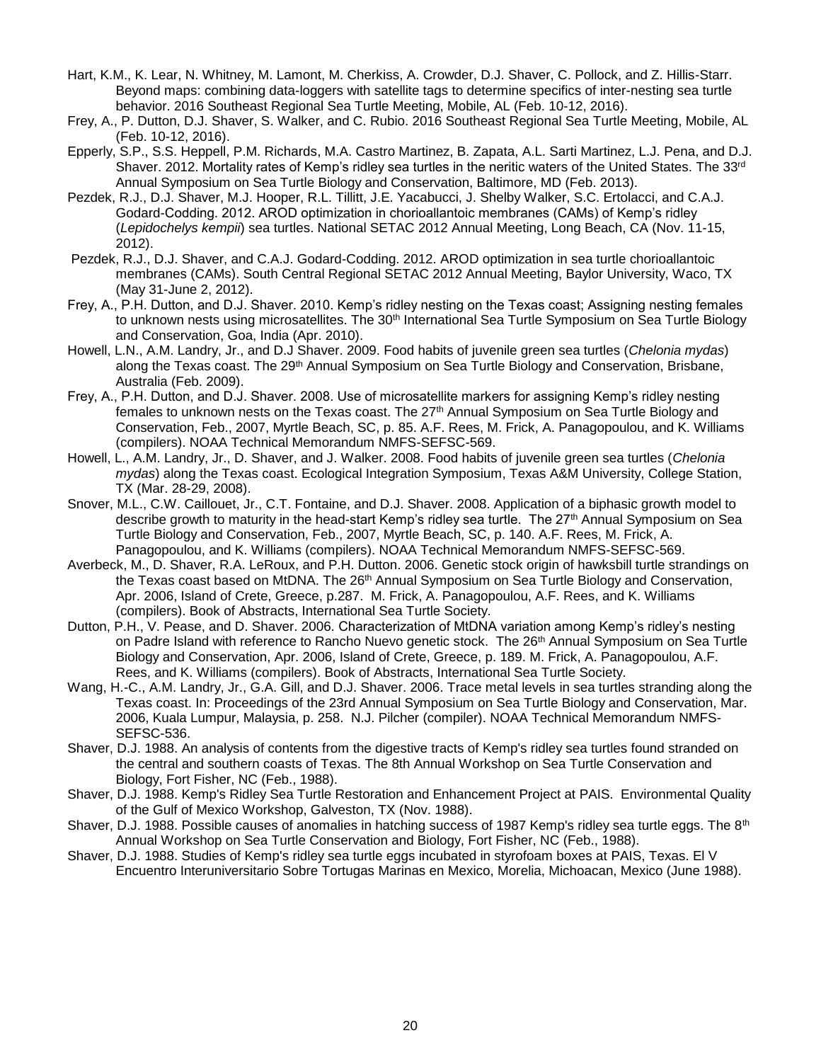Hart, K.M., K. Lear, N. Whitney, M. Lamont, M. Cherkiss, A. Crowder, D.J. Shaver, C. Pollock, and Z. Hillis-Starr. Beyond maps: combining data-loggers with satellite tags to determine specifics of inter-nesting sea turtle behavior. 2016 Southeast Regional Sea Turtle Meeting, Mobile, AL (Feb. 10-12, 2016).

Frey, A., P. Dutton, D.J. Shaver, S. Walker, and C. Rubio. 2016 Southeast Regional Sea Turtle Meeting, Mobile, AL (Feb. 10-12, 2016).

Epperly, S.P., S.S. Heppell, P.M. Richards, M.A. Castro Martinez, B. Zapata, A.L. Sarti Martinez, L.J. Pena, and D.J. Shaver. 2012. Mortality rates of Kemp's ridley sea turtles in the neritic waters of the United States. The 33rd Annual Symposium on Sea Turtle Biology and Conservation, Baltimore, MD (Feb. 2013).

Pezdek, R.J., D.J. Shaver, M.J. Hooper, R.L. Tillitt, J.E. Yacabucci, J. Shelby Walker, S.C. Ertolacci, and C.A.J. Godard-Codding. 2012. AROD optimization in chorioallantoic membranes (CAMs) of Kemp's ridley (*Lepidochelys kempii*) sea turtles. National SETAC 2012 Annual Meeting, Long Beach, CA (Nov. 11-15, 2012).

Pezdek, R.J., D.J. Shaver, and C.A.J. Godard-Codding. 2012. AROD optimization in sea turtle chorioallantoic membranes (CAMs). South Central Regional SETAC 2012 Annual Meeting, Baylor University, Waco, TX (May 31-June 2, 2012).

Frey, A., P.H. Dutton, and D.J. Shaver. 2010. Kemp's ridley nesting on the Texas coast; Assigning nesting females to unknown nests using microsatellites. The 30th International Sea Turtle Symposium on Sea Turtle Biology and Conservation, Goa, India (Apr. 2010).

Howell, L.N., A.M. Landry, Jr., and D.J Shaver. 2009. Food habits of juvenile green sea turtles (*Chelonia mydas*) along the Texas coast. The 29th Annual Symposium on Sea Turtle Biology and Conservation, Brisbane, Australia (Feb. 2009).

Frey, A., P.H. Dutton, and D.J. Shaver. 2008. Use of microsatellite markers for assigning Kemp's ridley nesting females to unknown nests on the Texas coast. The 27th Annual Symposium on Sea Turtle Biology and Conservation, Feb., 2007, Myrtle Beach, SC, p. 85. A.F. Rees, M. Frick, A. Panagopoulou, and K. Williams (compilers). NOAA Technical Memorandum NMFS-SEFSC-569.

Howell, L., A.M. Landry, Jr., D. Shaver, and J. Walker. 2008. Food habits of juvenile green sea turtles (*Chelonia mydas*) along the Texas coast. Ecological Integration Symposium, Texas A&M University, College Station, TX (Mar. 28-29, 2008).

Snover, M.L., C.W. Caillouet, Jr., C.T. Fontaine, and D.J. Shaver. 2008. Application of a biphasic growth model to describe growth to maturity in the head-start Kemp's ridley sea turtle. The 27th Annual Symposium on Sea Turtle Biology and Conservation, Feb., 2007, Myrtle Beach, SC, p. 140. A.F. Rees, M. Frick, A. Panagopoulou, and K. Williams (compilers). NOAA Technical Memorandum NMFS-SEFSC-569.

Averbeck, M., D. Shaver, R.A. LeRoux, and P.H. Dutton. 2006. Genetic stock origin of hawksbill turtle strandings on the Texas coast based on MtDNA. The 26th Annual Symposium on Sea Turtle Biology and Conservation, Apr. 2006, Island of Crete, Greece, p.287. M. Frick, A. Panagopoulou, A.F. Rees, and K. Williams (compilers). Book of Abstracts, International Sea Turtle Society.

Dutton, P.H., V. Pease, and D. Shaver. 2006. Characterization of MtDNA variation among Kemp's ridley's nesting on Padre Island with reference to Rancho Nuevo genetic stock. The 26th Annual Symposium on Sea Turtle Biology and Conservation, Apr. 2006, Island of Crete, Greece, p. 189. M. Frick, A. Panagopoulou, A.F. Rees, and K. Williams (compilers). Book of Abstracts, International Sea Turtle Society.

Wang, H.-C., A.M. Landry, Jr., G.A. Gill, and D.J. Shaver. 2006. Trace metal levels in sea turtles stranding along the Texas coast. In: Proceedings of the 23rd Annual Symposium on Sea Turtle Biology and Conservation, Mar. 2006, Kuala Lumpur, Malaysia, p. 258. N.J. Pilcher (compiler). NOAA Technical Memorandum NMFS-SEFSC-536.

Shaver, D.J. 1988. An analysis of contents from the digestive tracts of Kemp's ridley sea turtles found stranded on the central and southern coasts of Texas. The 8th Annual Workshop on Sea Turtle Conservation and Biology, Fort Fisher, NC (Feb., 1988).

Shaver, D.J. 1988. Kemp's Ridley Sea Turtle Restoration and Enhancement Project at PAIS. Environmental Quality of the Gulf of Mexico Workshop, Galveston, TX (Nov. 1988).

Shaver, D.J. 1988. Possible causes of anomalies in hatching success of 1987 Kemp's ridley sea turtle eggs. The 8th Annual Workshop on Sea Turtle Conservation and Biology, Fort Fisher, NC (Feb., 1988).

Shaver, D.J. 1988. Studies of Kemp's ridley sea turtle eggs incubated in styrofoam boxes at PAIS, Texas. El V Encuentro Interuniversitario Sobre Tortugas Marinas en Mexico, Morelia, Michoacan, Mexico (June 1988).